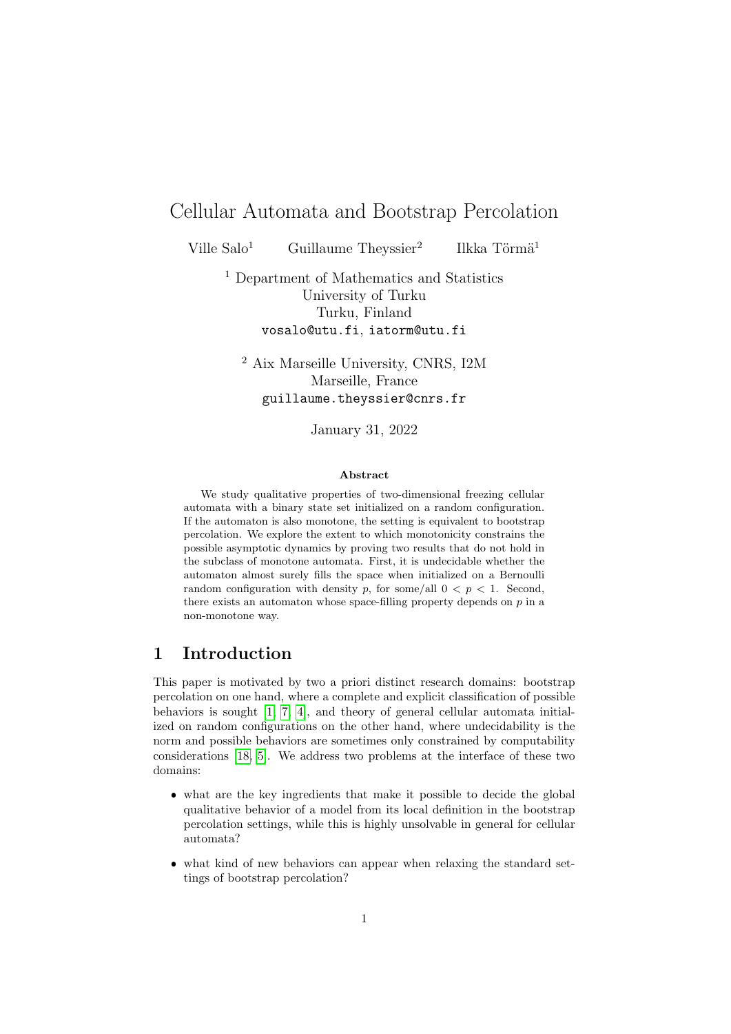# Cellular Automata and Bootstrap Percolation

Ville Salo[1] Guillaume Theyssier[2] Ilkka Törmä[1]

[1] Department of Mathematics and Statistics
University of Turku
Turku, Finland
vosalo@utu.fi, iatorm@utu.fi

[2] Aix Marseille University, CNRS, I2M
Marseille, France
guillaume.theyssier@cnrs.fr

January 31, 2022

### Abstract

We study qualitative properties of two-dimensional freezing cellular automata with a binary state set initialized on a random configuration. If the automaton is also monotone, the setting is equivalent to bootstrap percolation. We explore the extent to which monotonicity constrains the possible asymptotic dynamics by proving two results that do not hold in the subclass of monotone automata. First, it is undecidable whether the automaton almost surely fills the space when initialized on a Bernoulli random configuration with density $p$, for some/all $0 < p < 1$. Second, there exists an automaton whose space-filling property depends on $p$ in a non-monotone way.

## 1 Introduction

This paper is motivated by two a priori distinct research domains: bootstrap percolation on one hand, where a complete and explicit classification of possible behaviors is sought [1, 7, 4], and theory of general cellular automata initialized on random configurations on the other hand, where undecidability is the norm and possible behaviors are sometimes only constrained by computability considerations [18, 5]. We address two problems at the interface of these two domains:

- what are the key ingredients that make it possible to decide the global qualitative behavior of a model from its local definition in the bootstrap percolation settings, while this is highly unsolvable in general for cellular automata?
- what kind of new behaviors can appear when relaxing the standard settings of bootstrap percolation?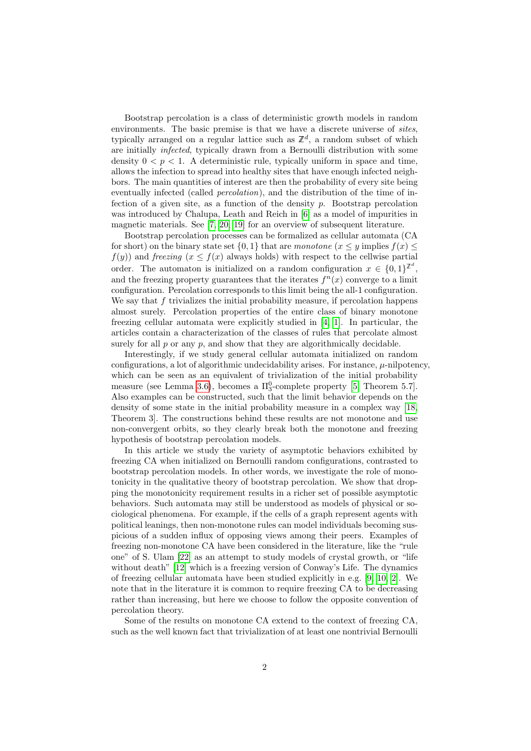Bootstrap percolation is a class of deterministic growth models in random environments. The basic premise is that we have a discrete universe of *sites*, typically arranged on a regular lattice such as $\mathbb{Z}^d$, a random subset of which are initially *infected*, typically drawn from a Bernoulli distribution with some density $0 < p < 1$. A deterministic rule, typically uniform in space and time, allows the infection to spread into healthy sites that have enough infected neighbors. The main quantities of interest are then the probability of every site being eventually infected (called *percolation*), and the distribution of the time of infection of a given site, as a function of the density $p$. Bootstrap percolation was introduced by Chalupa, Leath and Reich in [6] as a model of impurities in magnetic materials. See [7, 20, 19] for an overview of subsequent literature.

Bootstrap percolation processes can be formalized as cellular automata (CA for short) on the binary state set $\{0, 1\}$ that are *monotone* ($x \leq y$ implies $f(x) \leq f(y)$) and *freezing* ($x \leq f(x)$ always holds) with respect to the cellwise partial order. The automaton is initialized on a random configuration $x \in \{0, 1\}^{\mathbb{Z}^d}$, and the freezing property guarantees that the iterates $f^n(x)$ converge to a limit configuration. Percolation corresponds to this limit being the all-1 configuration. We say that $f$ trivializes the initial probability measure, if percolation happens almost surely. Percolation properties of the entire class of binary monotone freezing cellular automata were explicitly studied in [4, 1]. In particular, the articles contain a characterization of the classes of rules that percolate almost surely for all $p$ or any $p$, and show that they are algorithmically decidable.

Interestingly, if we study general cellular automata initialized on random configurations, a lot of algorithmic undecidability arises. For instance, $\mu$-nilpotency, which can be seen as an equivalent of trivialization of the initial probability measure (see Lemma 3.6), becomes a $\Pi^0_3$-complete property [5, Theorem 5.7]. Also examples can be constructed, such that the limit behavior depends on the density of some state in the initial probability measure in a complex way [18, Theorem 3]. The constructions behind these results are not monotone and use non-convergent orbits, so they clearly break both the monotone and freezing hypothesis of bootstrap percolation models.

In this article we study the variety of asymptotic behaviors exhibited by freezing CA when initialized on Bernoulli random configurations, contrasted to bootstrap percolation models. In other words, we investigate the role of monotonicity in the qualitative theory of bootstrap percolation. We show that dropping the monotonicity requirement results in a richer set of possible asymptotic behaviors. Such automata may still be understood as models of physical or sociological phenomena. For example, if the cells of a graph represent agents with political leanings, then non-monotone rules can model individuals becoming suspicious of a sudden influx of opposing views among their peers. Examples of freezing non-monotone CA have been considered in the literature, like the "rule one" of S. Ulam [22] as an attempt to study models of crystal growth, or "life without death" [12] which is a freezing version of Conway's Life. The dynamics of freezing cellular automata have been studied explicitly in e.g. [9, 10, 2]. We note that in the literature it is common to require freezing CA to be decreasing rather than increasing, but here we choose to follow the opposite convention of percolation theory.

Some of the results on monotone CA extend to the context of freezing CA, such as the well known fact that trivialization of at least one nontrivial Bernoulli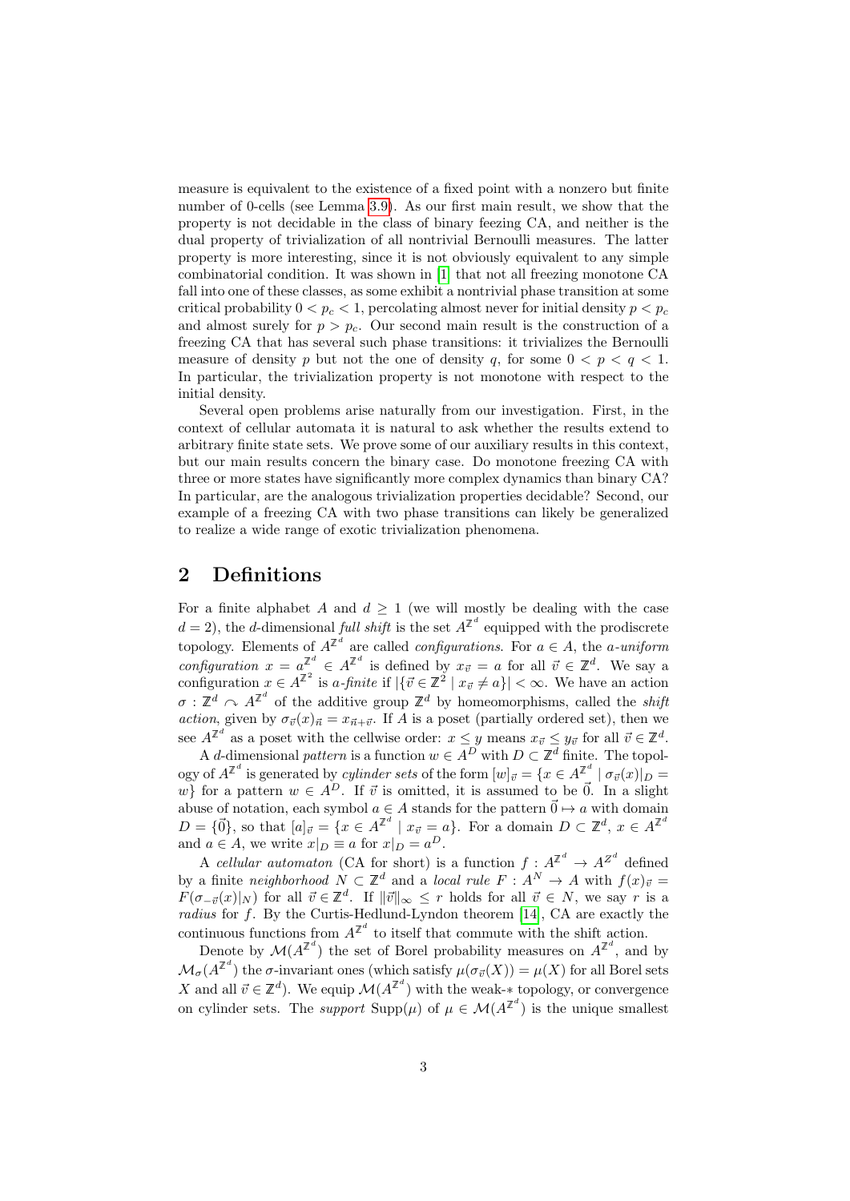measure is equivalent to the existence of a fixed point with a nonzero but finite number of 0-cells (see Lemma 3.9). As our first main result, we show that the property is not decidable in the class of binary feezing CA, and neither is the dual property of trivialization of all nontrivial Bernoulli measures. The latter property is more interesting, since it is not obviously equivalent to any simple combinatorial condition. It was shown in [1] that not all freezing monotone CA fall into one of these classes, as some exhibit a nontrivial phase transition at some critical probability $0 < p_c < 1$, percolating almost never for initial density $p < p_c$ and almost surely for $p > p_c$. Our second main result is the construction of a freezing CA that has several such phase transitions: it trivializes the Bernoulli measure of density $p$ but not the one of density $q$, for some $0 < p < q < 1$. In particular, the trivialization property is not monotone with respect to the initial density.

Several open problems arise naturally from our investigation. First, in the context of cellular automata it is natural to ask whether the results extend to arbitrary finite state sets. We prove some of our auxiliary results in this context, but our main results concern the binary case. Do monotone freezing CA with three or more states have significantly more complex dynamics than binary CA? In particular, are the analogous trivialization properties decidable? Second, our example of a freezing CA with two phase transitions can likely be generalized to realize a wide range of exotic trivialization phenomena.

## 2 Definitions

For a finite alphabet $A$ and $d \geq 1$ (we will mostly be dealing with the case $d = 2$), the $d$-dimensional *full shift* is the set $A^{\mathbb{Z}^d}$ equipped with the prodiscrete topology. Elements of $A^{\mathbb{Z}^d}$ are called *configurations*. For $a \in A$, the *a-uniform configuration* $x = a^{\mathbb{Z}^d} \in A^{\mathbb{Z}^d}$ is defined by $x_{\vec{v}} = a$ for all $\vec{v} \in \mathbb{Z}^d$. We say a configuration $x \in A^{\mathbb{Z}^2}$ is *a-finite* if $|\{\vec{v} \in \mathbb{Z}^2 \mid x_{\vec{v}} \neq a\}| < \infty$. We have an action $\sigma : \mathbb{Z}^d \curvearrowright A^{\mathbb{Z}^d}$ of the additive group $\mathbb{Z}^d$ by homeomorphisms, called the *shift action*, given by $\sigma_{\vec{v}}(x)_{\vec{n}} = x_{\vec{n}+\vec{v}}$. If $A$ is a poset (partially ordered set), then we see $A^{\mathbb{Z}^d}$ as a poset with the cellwise order: $x \leq y$ means $x_{\vec{v}} \leq y_{\vec{v}}$ for all $\vec{v} \in \mathbb{Z}^d$.

A $d$-dimensional *pattern* is a function $w \in A^D$ with $D \subset \mathbb{Z}^d$ finite. The topology of $A^{\mathbb{Z}^d}$ is generated by *cylinder sets* of the form $[w]_{\vec{v}} = \{x \in A^{\mathbb{Z}^d} \mid \sigma_{\vec{v}}(x)|_D = w\}$ for a pattern $w \in A^D$. If $\vec{v}$ is omitted, it is assumed to be $\vec{0}$. In a slight abuse of notation, each symbol $a \in A$ stands for the pattern $\vec{0} \mapsto a$ with domain $D = \{\vec{0}\}$, so that $[a]_{\vec{v}} = \{x \in A^{\mathbb{Z}^d} \mid x_{\vec{v}} = a\}$. For a domain $D \subset \mathbb{Z}^d$, $x \in A^{\mathbb{Z}^d}$ and $a \in A$, we write $x|_D \equiv a$ for $x|_D = a^D$.

A *cellular automaton* (CA for short) is a function $f : A^{\mathbb{Z}^d} \to A^{Z^d}$ defined by a finite *neighborhood* $N \subset \mathbb{Z}^d$ and a *local rule* $F : A^N \to A$ with $f(x)_{\vec{v}} = F(\sigma_{-\vec{v}}(x)|_N)$ for all $\vec{v} \in \mathbb{Z}^d$. If $\|\vec{v}\|_\infty \leq r$ holds for all $\vec{v} \in N$, we say $r$ is a *radius* for $f$. By the Curtis-Hedlund-Lyndon theorem [14], CA are exactly the continuous functions from $A^{\mathbb{Z}^d}$ to itself that commute with the shift action.

Denote by $\mathcal{M}(A^{\mathbb{Z}^d})$ the set of Borel probability measures on $A^{\mathbb{Z}^d}$, and by $\mathcal{M}_\sigma(A^{\mathbb{Z}^d})$ the $\sigma$-invariant ones (which satisfy $\mu(\sigma_{\vec{v}}(X)) = \mu(X)$ for all Borel sets $X$ and all $\vec{v} \in \mathbb{Z}^d$). We equip $\mathcal{M}(A^{\mathbb{Z}^d})$ with the weak-$*$ topology, or convergence on cylinder sets. The *support* $\mathrm{Supp}(\mu)$ of $\mu \in \mathcal{M}(A^{\mathbb{Z}^d})$ is the unique smallest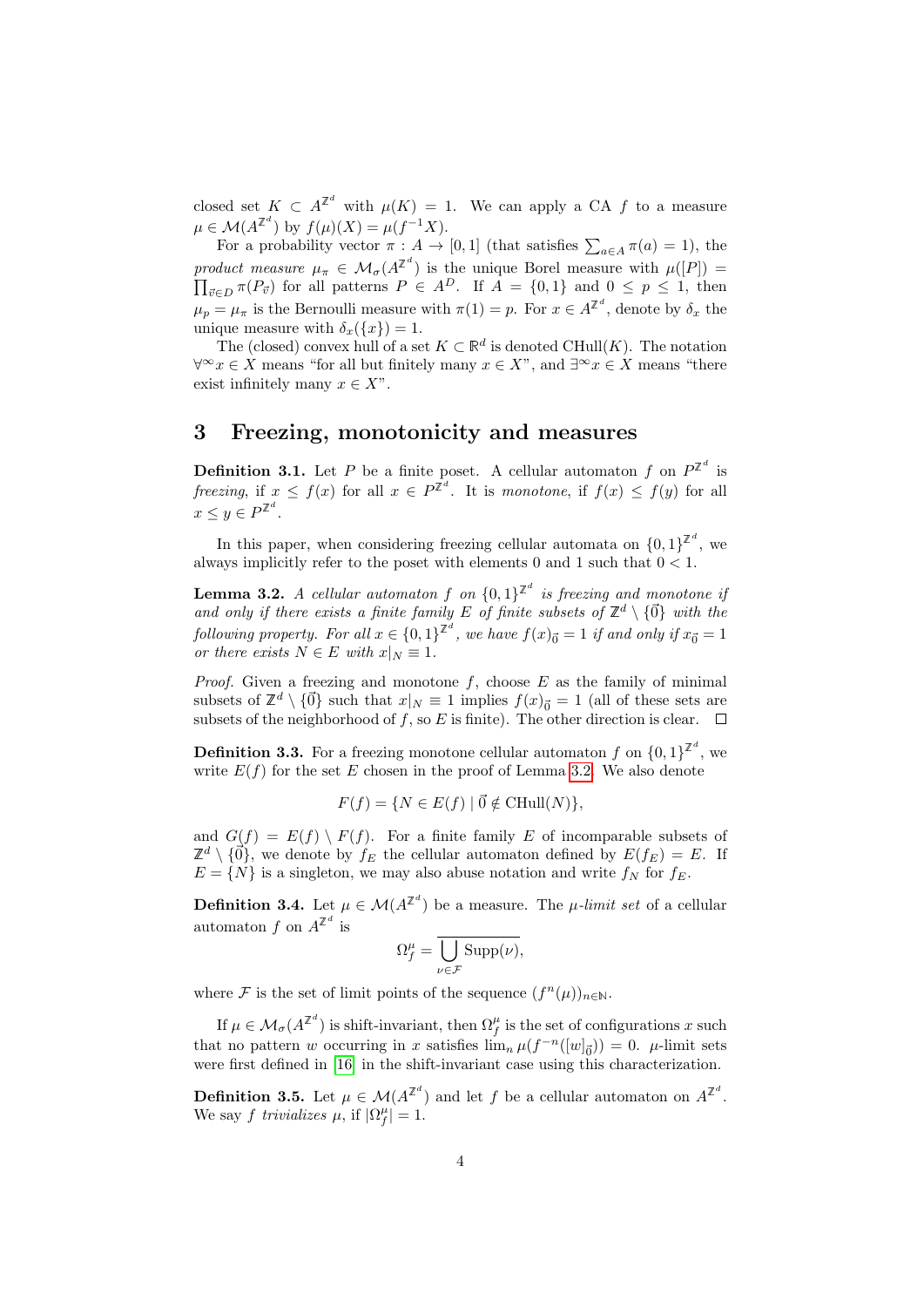closed set $K \subset A^{\mathbb{Z}^d}$ with $\mu(K) = 1$. We can apply a CA $f$ to a measure $\mu \in \mathcal{M}(A^{\mathbb{Z}^d})$ by $f(\mu)(X) = \mu(f^{-1}X)$.

For a probability vector $\pi : A \to [0,1]$ (that satisfies $\sum_{a \in A} \pi(a) = 1$), the *product measure* $\mu_\pi \in \mathcal{M}_\sigma(A^{\mathbb{Z}^d})$ is the unique Borel measure with $\mu([P]) = \prod_{\vec{v} \in D} \pi(P_{\vec{v}})$ for all patterns $P \in A^D$. If $A = \{0,1\}$ and $0 \leq p \leq 1$, then $\mu_p = \mu_\pi$ is the Bernoulli measure with $\pi(1) = p$. For $x \in A^{\mathbb{Z}^d}$, denote by $\delta_x$ the unique measure with $\delta_x(\{x\}) = 1$.

The (closed) convex hull of a set $K \subset \mathbb{R}^d$ is denoted $\mathrm{CHull}(K)$. The notation $\forall^\infty x \in X$ means "for all but finitely many $x \in X$", and $\exists^\infty x \in X$ means "there exist infinitely many $x \in X$".

# 3 Freezing, monotonicity and measures

**Definition 3.1.** Let $P$ be a finite poset. A cellular automaton $f$ on $P^{\mathbb{Z}^d}$ is *freezing*, if $x \leq f(x)$ for all $x \in P^{\mathbb{Z}^d}$. It is *monotone*, if $f(x) \leq f(y)$ for all $x \leq y \in P^{\mathbb{Z}^d}$.

In this paper, when considering freezing cellular automata on $\{0,1\}^{\mathbb{Z}^d}$, we always implicitly refer to the poset with elements 0 and 1 such that $0 < 1$.

**Lemma 3.2.** *A cellular automaton $f$ on $\{0,1\}^{\mathbb{Z}^d}$ is freezing and monotone if and only if there exists a finite family $E$ of finite subsets of $\mathbb{Z}^d \setminus \{\vec{0}\}$ with the following property. For all $x \in \{0,1\}^{\mathbb{Z}^d}$, we have $f(x)_{\vec{0}} = 1$ if and only if $x_{\vec{0}} = 1$ or there exists $N \in E$ with $x|_N \equiv 1$.*

*Proof.* Given a freezing and monotone $f$, choose $E$ as the family of minimal subsets of $\mathbb{Z}^d \setminus \{\vec{0}\}$ such that $x|_N \equiv 1$ implies $f(x)_{\vec{0}} = 1$ (all of these sets are subsets of the neighborhood of $f$, so $E$ is finite). The other direction is clear. $\square$

**Definition 3.3.** For a freezing monotone cellular automaton $f$ on $\{0,1\}^{\mathbb{Z}^d}$, we write $E(f)$ for the set $E$ chosen in the proof of Lemma 3.2. We also denote

$$F(f) = \{N \in E(f) \mid \vec{0} \notin \mathrm{CHull}(N)\},$$

and $G(f) = E(f) \setminus F(f)$. For a finite family $E$ of incomparable subsets of $\mathbb{Z}^d \setminus \{\vec{0}\}$, we denote by $f_E$ the cellular automaton defined by $E(f_E) = E$. If $E = \{N\}$ is a singleton, we may also abuse notation and write $f_N$ for $f_E$.

**Definition 3.4.** Let $\mu \in \mathcal{M}(A^{\mathbb{Z}^d})$ be a measure. The *$\mu$-limit set* of a cellular automaton $f$ on $A^{\mathbb{Z}^d}$ is

$$\Omega_f^\mu = \overline{\bigcup_{\nu \in \mathcal{F}} \mathrm{Supp}(\nu)},$$

where $\mathcal{F}$ is the set of limit points of the sequence $(f^n(\mu))_{n \in \mathbb{N}}$.

If $\mu \in \mathcal{M}_\sigma(A^{\mathbb{Z}^d})$ is shift-invariant, then $\Omega_f^\mu$ is the set of configurations $x$ such that no pattern $w$ occurring in $x$ satisfies $\lim_n \mu(f^{-n}([w]_{\vec{0}})) = 0$. $\mu$-limit sets were first defined in [16] in the shift-invariant case using this characterization.

**Definition 3.5.** Let $\mu \in \mathcal{M}(A^{\mathbb{Z}^d})$ and let $f$ be a cellular automaton on $A^{\mathbb{Z}^d}$. We say $f$ *trivializes* $\mu$, if $|\Omega_f^\mu| = 1$.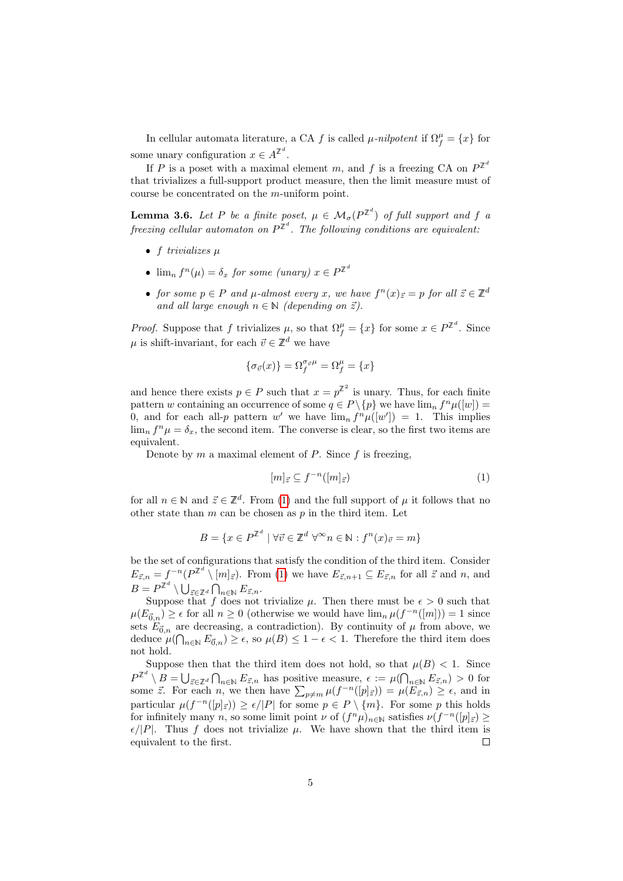In cellular automata literature, a CA $f$ is called *$\mu$-nilpotent* if $\Omega_f^\mu = \{x\}$ for some unary configuration $x \in A^{\mathbb{Z}^d}$.

If $P$ is a poset with a maximal element $m$, and $f$ is a freezing CA on $P^{\mathbb{Z}^d}$ that trivializes a full-support product measure, then the limit measure must of course be concentrated on the $m$-uniform point.

**Lemma 3.6.** *Let $P$ be a finite poset, $\mu \in \mathcal{M}_\sigma(P^{\mathbb{Z}^d})$ of full support and $f$ a freezing cellular automaton on $P^{\mathbb{Z}^d}$. The following conditions are equivalent:*

- *$f$ trivializes $\mu$*
- *$\lim_n f^n(\mu) = \delta_x$ for some (unary) $x \in P^{\mathbb{Z}^d}$*
- *for some $p \in P$ and $\mu$-almost every $x$, we have $f^n(x)_{\vec{z}} = p$ for all $\vec{z} \in \mathbb{Z}^d$ and all large enough $n \in \mathbb{N}$ (depending on $\vec{z}$).*

*Proof.* Suppose that $f$ trivializes $\mu$, so that $\Omega_f^\mu = \{x\}$ for some $x \in P^{\mathbb{Z}^d}$. Since $\mu$ is shift-invariant, for each $\vec{v} \in \mathbb{Z}^d$ we have

$$\{\sigma_{\vec{v}}(x)\} = \Omega_f^{\sigma_{\vec{v}}\mu} = \Omega_f^\mu = \{x\}$$

and hence there exists $p \in P$ such that $x = p^{\mathbb{Z}^2}$ is unary. Thus, for each finite pattern $w$ containing an occurrence of some $q \in P \setminus \{p\}$ we have $\lim_n f^n\mu([w]) = 0$, and for each all-$p$ pattern $w'$ we have $\lim_n f^n\mu([w']) = 1$. This implies $\lim_n f^n\mu = \delta_x$, the second item. The converse is clear, so the first two items are equivalent.

Denote by $m$ a maximal element of $P$. Since $f$ is freezing,

$$[m]_{\vec{z}} \subseteq f^{-n}([m]_{\vec{z}}) \tag{1}$$

for all $n \in \mathbb{N}$ and $\vec{z} \in \mathbb{Z}^d$. From (1) and the full support of $\mu$ it follows that no other state than $m$ can be chosen as $p$ in the third item. Let

$$B = \{x \in P^{\mathbb{Z}^d} \mid \forall \vec{v} \in \mathbb{Z}^d \; \forall^\infty n \in \mathbb{N} : f^n(x)_{\vec{v}} = m\}$$

be the set of configurations that satisfy the condition of the third item. Consider $E_{\vec{z},n} = f^{-n}(P^{\mathbb{Z}^d} \setminus [m]_{\vec{z}})$. From (1) we have $E_{\vec{z},n+1} \subseteq E_{\vec{z},n}$ for all $\vec{z}$ and $n$, and $B = P^{\mathbb{Z}^d} \setminus \bigcup_{\vec{z} \in \mathbb{Z}^d} \bigcap_{n \in \mathbb{N}} E_{\vec{z},n}$.

Suppose that $f$ does not trivialize $\mu$. Then there must be $\epsilon > 0$ such that $\mu(E_{\vec{0},n}) \geq \epsilon$ for all $n \geq 0$ (otherwise we would have $\lim_n \mu(f^{-n}([m])) = 1$ since sets $E_{\vec{0},n}$ are decreasing, a contradiction). By continuity of $\mu$ from above, we deduce $\mu(\bigcap_{n \in \mathbb{N}} E_{\vec{0},n}) \geq \epsilon$, so $\mu(B) \leq 1 - \epsilon < 1$. Therefore the third item does not hold.

Suppose then that the third item does not hold, so that $\mu(B) < 1$. Since $P^{\mathbb{Z}^d} \setminus B = \bigcup_{\vec{z} \in \mathbb{Z}^d} \bigcap_{n \in \mathbb{N}} E_{\vec{z},n}$ has positive measure, $\epsilon := \mu(\bigcap_{n \in \mathbb{N}} E_{\vec{z},n}) > 0$ for some $\vec{z}$. For each $n$, we then have $\sum_{p \neq m} \mu(f^{-n}([p]_{\vec{z}})) = \mu(E_{\vec{z},n}) \geq \epsilon$, and in particular $\mu(f^{-n}([p]_{\vec{z}})) \geq \epsilon/|P|$ for some $p \in P \setminus \{m\}$. For some $p$ this holds for infinitely many $n$, so some limit point $\nu$ of $(f^n\mu)_{n \in \mathbb{N}}$ satisfies $\nu(f^{-n}([p]_{\vec{z}}) \geq \epsilon/|P|$. Thus $f$ does not trivialize $\mu$. We have shown that the third item is equivalent to the first. $\square$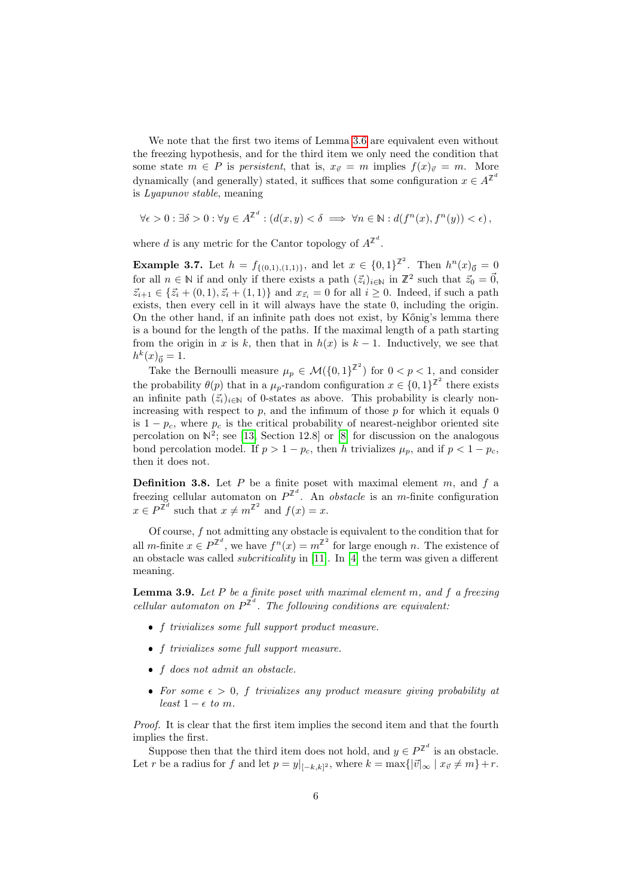We note that the first two items of Lemma 3.6 are equivalent even without the freezing hypothesis, and for the third item we only need the condition that some state $m \in P$ is *persistent*, that is, $x_{\vec{v}} = m$ implies $f(x)_{\vec{v}} = m$. More dynamically (and generally) stated, it suffices that some configuration $x \in A^{\mathbb{Z}^d}$ is *Lyapunov stable*, meaning

$$\forall \epsilon > 0 : \exists \delta > 0 : \forall y \in A^{\mathbb{Z}^d} : (d(x,y) < \delta \implies \forall n \in \mathbb{N} : d(f^n(x), f^n(y)) < \epsilon),$$

where $d$ is any metric for the Cantor topology of $A^{\mathbb{Z}^d}$.

**Example 3.7.** Let $h = f_{\{(0,1),(1,1)\}}$, and let $x \in \{0,1\}^{\mathbb{Z}^2}$. Then $h^n(x)_{\vec{0}} = 0$ for all $n \in \mathbb{N}$ if and only if there exists a path $(\vec{z}_i)_{i \in \mathbb{N}}$ in $\mathbb{Z}^2$ such that $\vec{z}_0 = \vec{0}$, $\vec{z}_{i+1} \in \{\vec{z}_i + (0,1), \vec{z}_i + (1,1)\}$ and $x_{\vec{z}_i} = 0$ for all $i \geq 0$. Indeed, if such a path exists, then every cell in it will always have the state 0, including the origin. On the other hand, if an infinite path does not exist, by Kőnig's lemma there is a bound for the length of the paths. If the maximal length of a path starting from the origin in $x$ is $k$, then that in $h(x)$ is $k-1$. Inductively, we see that $h^k(x)_{\vec{0}} = 1$.

Take the Bernoulli measure $\mu_p \in \mathcal{M}(\{0,1\}^{\mathbb{Z}^2})$ for $0 < p < 1$, and consider the probability $\theta(p)$ that in a $\mu_p$-random configuration $x \in \{0,1\}^{\mathbb{Z}^2}$ there exists an infinite path $(\vec{z}_i)_{i \in \mathbb{N}}$ of 0-states as above. This probability is clearly non-increasing with respect to $p$, and the infimum of those $p$ for which it equals 0 is $1 - p_c$, where $p_c$ is the critical probability of nearest-neighbor oriented site percolation on $\mathbb{N}^2$; see [13, Section 12.8] or [8] for discussion on the analogous bond percolation model. If $p > 1 - p_c$, then $h$ trivializes $\mu_p$, and if $p < 1 - p_c$, then it does not.

**Definition 3.8.** Let $P$ be a finite poset with maximal element $m$, and $f$ a freezing cellular automaton on $P^{\mathbb{Z}^d}$. An *obstacle* is an $m$-finite configuration $x \in P^{\mathbb{Z}^d}$ such that $x \neq m^{\mathbb{Z}^2}$ and $f(x) = x$.

Of course, $f$ not admitting any obstacle is equivalent to the condition that for all $m$-finite $x \in P^{\mathbb{Z}^d}$, we have $f^n(x) = m^{\mathbb{Z}^2}$ for large enough $n$. The existence of an obstacle was called *subcriticality* in [11]. In [4] the term was given a different meaning.

**Lemma 3.9.** *Let $P$ be a finite poset with maximal element $m$, and $f$ a freezing cellular automaton on $P^{\mathbb{Z}^d}$. The following conditions are equivalent:*

- *$f$ trivializes some full support product measure.*
- *$f$ trivializes some full support measure.*
- *$f$ does not admit an obstacle.*
- *For some $\epsilon > 0$, $f$ trivializes any product measure giving probability at least $1 - \epsilon$ to $m$.*

*Proof.* It is clear that the first item implies the second item and that the fourth implies the first.

Suppose then that the third item does not hold, and $y \in P^{\mathbb{Z}^d}$ is an obstacle. Let $r$ be a radius for $f$ and let $p = y|_{[-k,k]^2}$, where $k = \max\{|\vec{v}|_\infty \mid x_{\vec{v}} \neq m\} + r$.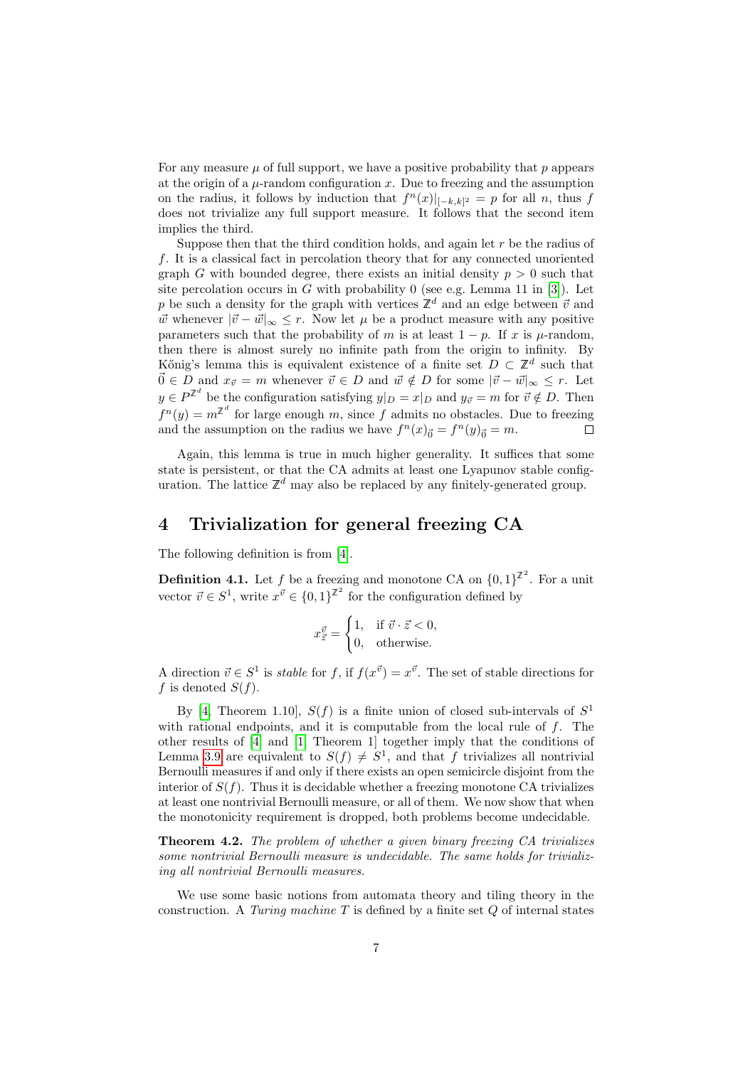For any measure $\mu$ of full support, we have a positive probability that $p$ appears at the origin of a $\mu$-random configuration $x$. Due to freezing and the assumption on the radius, it follows by induction that $f^n(x)|_{[-k,k]^2} = p$ for all $n$, thus $f$ does not trivialize any full support measure. It follows that the second item implies the third.

Suppose then that the third condition holds, and again let $r$ be the radius of $f$. It is a classical fact in percolation theory that for any connected unoriented graph $G$ with bounded degree, there exists an initial density $p > 0$ such that site percolation occurs in $G$ with probability 0 (see e.g. Lemma 11 in [3]). Let $p$ be such a density for the graph with vertices $\mathbb{Z}^d$ and an edge between $\vec{v}$ and $\vec{w}$ whenever $|\vec{v} - \vec{w}|_\infty \leq r$. Now let $\mu$ be a product measure with any positive parameters such that the probability of $m$ is at least $1 - p$. If $x$ is $\mu$-random, then there is almost surely no infinite path from the origin to infinity. By Kőnig's lemma this is equivalent existence of a finite set $D \subset \mathbb{Z}^d$ such that $\vec{0} \in D$ and $x_{\vec{v}} = m$ whenever $\vec{v} \in D$ and $\vec{w} \notin D$ for some $|\vec{v} - \vec{w}|_\infty \leq r$. Let $y \in P^{\mathbb{Z}^d}$ be the configuration satisfying $y|_D = x|_D$ and $y_{\vec{v}} = m$ for $\vec{v} \notin D$. Then $f^n(y) = m^{\mathbb{Z}^d}$ for large enough $m$, since $f$ admits no obstacles. Due to freezing and the assumption on the radius we have $f^n(x)_{\vec{0}} = f^n(y)_{\vec{0}} = m$. □

Again, this lemma is true in much higher generality. It suffices that some state is persistent, or that the CA admits at least one Lyapunov stable configuration. The lattice $\mathbb{Z}^d$ may also be replaced by any finitely-generated group.

## 4 Trivialization for general freezing CA

The following definition is from [4].

**Definition 4.1.** Let $f$ be a freezing and monotone CA on $\{0,1\}^{\mathbb{Z}^2}$. For a unit vector $\vec{v} \in S^1$, write $x^{\vec{v}} \in \{0,1\}^{\mathbb{Z}^2}$ for the configuration defined by

$$x^{\vec{v}}_{\vec{z}} = \begin{cases} 1, & \text{if } \vec{v} \cdot \vec{z} < 0, \\ 0, & \text{otherwise.} \end{cases}$$

A direction $\vec{v} \in S^1$ is *stable* for $f$, if $f(x^{\vec{v}}) = x^{\vec{v}}$. The set of stable directions for $f$ is denoted $S(f)$.

By [4, Theorem 1.10], $S(f)$ is a finite union of closed sub-intervals of $S^1$ with rational endpoints, and it is computable from the local rule of $f$. The other results of [4] and [1, Theorem 1] together imply that the conditions of Lemma 3.9 are equivalent to $S(f) \neq S^1$, and that $f$ trivializes all nontrivial Bernoulli measures if and only if there exists an open semicircle disjoint from the interior of $S(f)$. Thus it is decidable whether a freezing monotone CA trivializes at least one nontrivial Bernoulli measure, or all of them. We now show that when the monotonicity requirement is dropped, both problems become undecidable.

**Theorem 4.2.** *The problem of whether a given binary freezing CA trivializes some nontrivial Bernoulli measure is undecidable. The same holds for trivializing all nontrivial Bernoulli measures.*

We use some basic notions from automata theory and tiling theory in the construction. A *Turing machine* $T$ is defined by a finite set $Q$ of internal states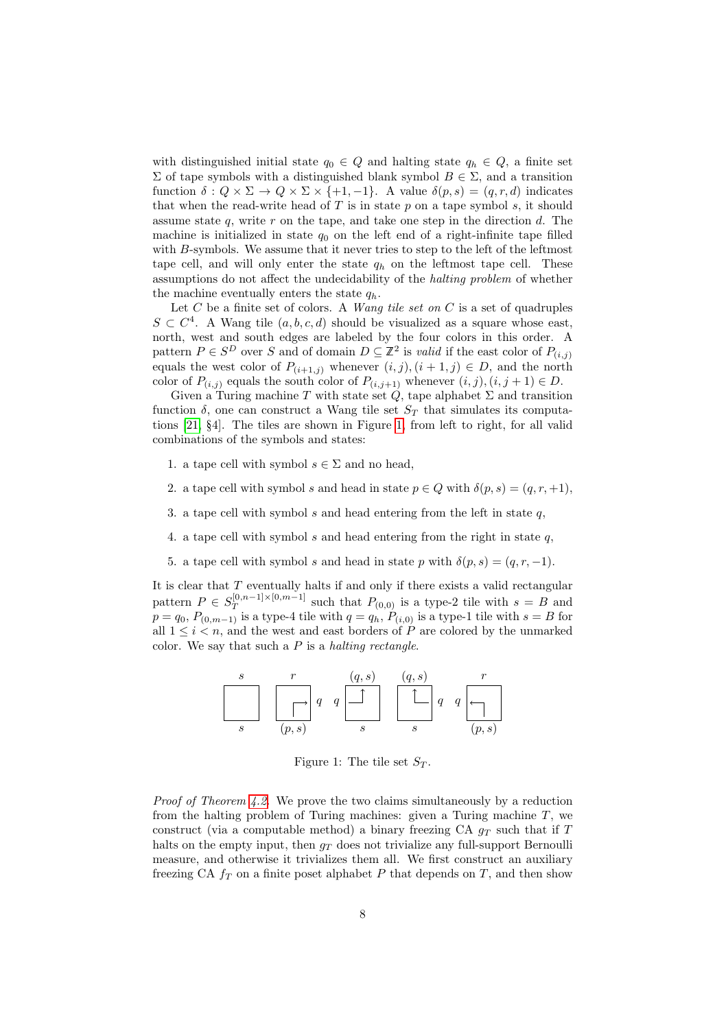with distinguished initial state $q_0 \in Q$ and halting state $q_h \in Q$, a finite set $\Sigma$ of tape symbols with a distinguished blank symbol $B \in \Sigma$, and a transition function $\delta : Q \times \Sigma \to Q \times \Sigma \times \{+1, -1\}$. A value $\delta(p, s) = (q, r, d)$ indicates that when the read-write head of $T$ is in state $p$ on a tape symbol $s$, it should assume state $q$, write $r$ on the tape, and take one step in the direction $d$. The machine is initialized in state $q_0$ on the left end of a right-infinite tape filled with $B$-symbols. We assume that it never tries to step to the left of the leftmost tape cell, and will only enter the state $q_h$ on the leftmost tape cell. These assumptions do not affect the undecidability of the *halting problem* of whether the machine eventually enters the state $q_h$.

Let $C$ be a finite set of colors. A *Wang tile set on* $C$ is a set of quadruples $S \subset C^4$. A Wang tile $(a, b, c, d)$ should be visualized as a square whose east, north, west and south edges are labeled by the four colors in this order. A pattern $P \in S^D$ over $S$ and of domain $D \subseteq \mathbb{Z}^2$ is *valid* if the east color of $P_{(i,j)}$ equals the west color of $P_{(i+1,j)}$ whenever $(i, j), (i + 1, j) \in D$, and the north color of $P_{(i,j)}$ equals the south color of $P_{(i,j+1)}$ whenever $(i, j), (i, j + 1) \in D$.

Given a Turing machine $T$ with state set $Q$, tape alphabet $\Sigma$ and transition function $\delta$, one can construct a Wang tile set $S_T$ that simulates its computations [21, §4]. The tiles are shown in Figure 1, from left to right, for all valid combinations of the symbols and states:

1. a tape cell with symbol $s \in \Sigma$ and no head,
2. a tape cell with symbol $s$ and head in state $p \in Q$ with $\delta(p, s) = (q, r, +1)$,
3. a tape cell with symbol $s$ and head entering from the left in state $q$,
4. a tape cell with symbol $s$ and head entering from the right in state $q$,
5. a tape cell with symbol $s$ and head in state $p$ with $\delta(p, s) = (q, r, -1)$.

It is clear that $T$ eventually halts if and only if there exists a valid rectangular pattern $P \in S_T^{[0,n-1]\times[0,m-1]}$ such that $P_{(0,0)}$ is a type-2 tile with $s = B$ and $p = q_0$, $P_{(0,m-1)}$ is a type-4 tile with $q = q_h$, $P_{(i,0)}$ is a type-1 tile with $s = B$ for all $1 \leq i < n$, and the west and east borders of $P$ are colored by the unmarked color. We say that such a $P$ is a *halting rectangle*.

Figure 1: The tile set $S_T$.

*Proof of Theorem 4.2.* We prove the two claims simultaneously by a reduction from the halting problem of Turing machines: given a Turing machine $T$, we construct (via a computable method) a binary freezing CA $g_T$ such that if $T$ halts on the empty input, then $g_T$ does not trivialize any full-support Bernoulli measure, and otherwise it trivializes them all. We first construct an auxiliary freezing CA $f_T$ on a finite poset alphabet $P$ that depends on $T$, and then show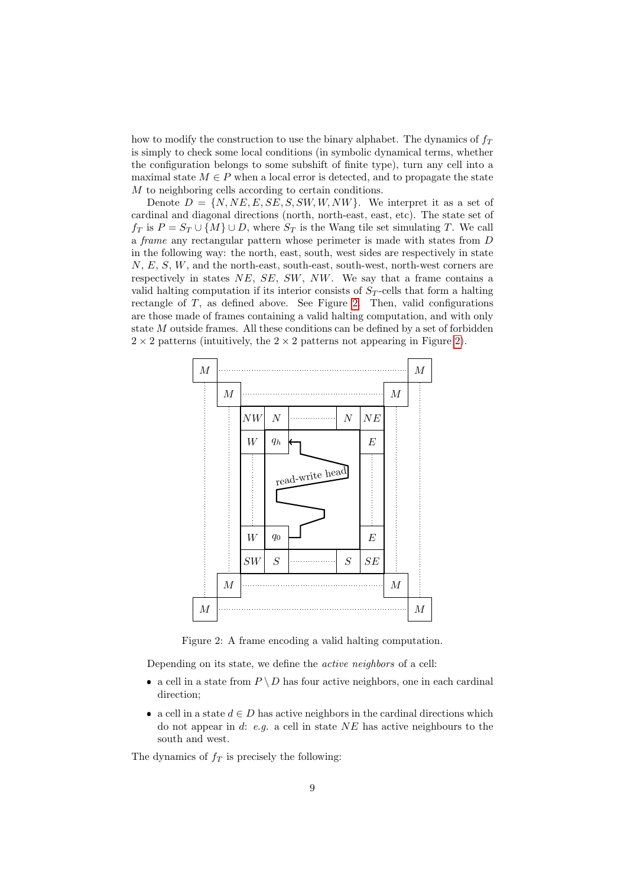how to modify the construction to use the binary alphabet. The dynamics of $f_T$ is simply to check some local conditions (in symbolic dynamical terms, whether the configuration belongs to some subshift of finite type), turn any cell into a maximal state $M \in P$ when a local error is detected, and to propagate the state $M$ to neighboring cells according to certain conditions.

Denote $D = \{N, NE, E, SE, S, SW, W, NW\}$. We interpret it as a set of cardinal and diagonal directions (north, north-east, east, etc). The state set of $f_T$ is $P = S_T \cup \{M\} \cup D$, where $S_T$ is the Wang tile set simulating $T$. We call a *frame* any rectangular pattern whose perimeter is made with states from $D$ in the following way: the north, east, south, west sides are respectively in state $N$, $E$, $S$, $W$, and the north-east, south-east, south-west, north-west corners are respectively in states $NE$, $SE$, $SW$, $NW$. We say that a frame contains a valid halting computation if its interior consists of $S_T$-cells that form a halting rectangle of $T$, as defined above. See Figure 2. Then, valid configurations are those made of frames containing a valid halting computation, and with only state $M$ outside frames. All these conditions can be defined by a set of forbidden $2 \times 2$ patterns (intuitively, the $2 \times 2$ patterns not appearing in Figure 2).

Figure 2: A frame encoding a valid halting computation.

Depending on its state, we define the *active neighbors* of a cell:

- a cell in a state from $P \setminus D$ has four active neighbors, one in each cardinal direction;
- a cell in a state $d \in D$ has active neighbors in the cardinal directions which do not appear in $d$: *e.g.* a cell in state $NE$ has active neighbours to the south and west.

The dynamics of $f_T$ is precisely the following: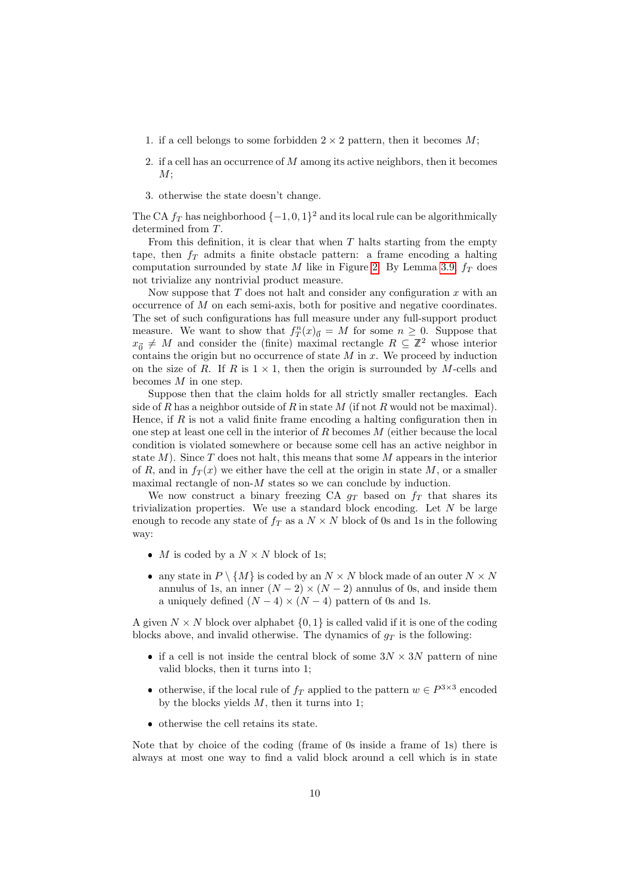1. if a cell belongs to some forbidden $2 \times 2$ pattern, then it becomes $M$;
2. if a cell has an occurrence of $M$ among its active neighbors, then it becomes $M$;
3. otherwise the state doesn't change.

The CA $f_T$ has neighborhood $\{-1, 0, 1\}^2$ and its local rule can be algorithmically determined from $T$.

From this definition, it is clear that when $T$ halts starting from the empty tape, then $f_T$ admits a finite obstacle pattern: a frame encoding a halting computation surrounded by state $M$ like in Figure 2. By Lemma 3.9, $f_T$ does not trivialize any nontrivial product measure.

Now suppose that $T$ does not halt and consider any configuration $x$ with an occurrence of $M$ on each semi-axis, both for positive and negative coordinates. The set of such configurations has full measure under any full-support product measure. We want to show that $f_T^n(x)_{\vec{0}} = M$ for some $n \geq 0$. Suppose that $x_{\vec{0}} \neq M$ and consider the (finite) maximal rectangle $R \subseteq \mathbb{Z}^2$ whose interior contains the origin but no occurrence of state $M$ in $x$. We proceed by induction on the size of $R$. If $R$ is $1 \times 1$, then the origin is surrounded by $M$-cells and becomes $M$ in one step.

Suppose then that the claim holds for all strictly smaller rectangles. Each side of $R$ has a neighbor outside of $R$ in state $M$ (if not $R$ would not be maximal). Hence, if $R$ is not a valid finite frame encoding a halting configuration then in one step at least one cell in the interior of $R$ becomes $M$ (either because the local condition is violated somewhere or because some cell has an active neighbor in state $M$). Since $T$ does not halt, this means that some $M$ appears in the interior of $R$, and in $f_T(x)$ we either have the cell at the origin in state $M$, or a smaller maximal rectangle of non-$M$ states so we can conclude by induction.

We now construct a binary freezing CA $g_T$ based on $f_T$ that shares its trivialization properties. We use a standard block encoding. Let $N$ be large enough to recode any state of $f_T$ as a $N \times N$ block of 0s and 1s in the following way:

- $M$ is coded by a $N \times N$ block of 1s;
- any state in $P \setminus \{M\}$ is coded by an $N \times N$ block made of an outer $N \times N$ annulus of 1s, an inner $(N-2) \times (N-2)$ annulus of 0s, and inside them a uniquely defined $(N-4) \times (N-4)$ pattern of 0s and 1s.

A given $N \times N$ block over alphabet $\{0, 1\}$ is called valid if it is one of the coding blocks above, and invalid otherwise. The dynamics of $g_T$ is the following:

- if a cell is not inside the central block of some $3N \times 3N$ pattern of nine valid blocks, then it turns into 1;
- otherwise, if the local rule of $f_T$ applied to the pattern $w \in P^{3\times 3}$ encoded by the blocks yields $M$, then it turns into 1;
- otherwise the cell retains its state.

Note that by choice of the coding (frame of 0s inside a frame of 1s) there is always at most one way to find a valid block around a cell which is in state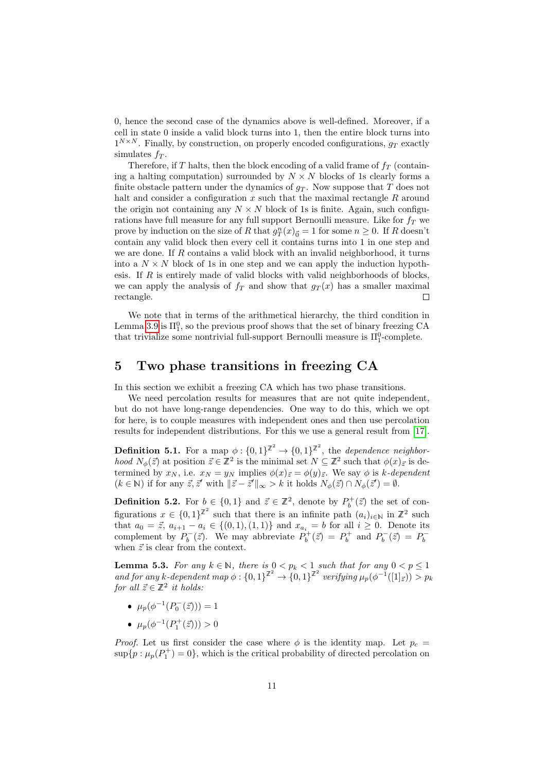0, hence the second case of the dynamics above is well-defined. Moreover, if a cell in state 0 inside a valid block turns into 1, then the entire block turns into $1^{N\times N}$. Finally, by construction, on properly encoded configurations, $g_T$ exactly simulates $f_T$.

Therefore, if $T$ halts, then the block encoding of a valid frame of $f_T$ (containing a halting computation) surrounded by $N \times N$ blocks of 1s clearly forms a finite obstacle pattern under the dynamics of $g_T$. Now suppose that $T$ does not halt and consider a configuration $x$ such that the maximal rectangle $R$ around the origin not containing any $N \times N$ block of 1s is finite. Again, such configurations have full measure for any full support Bernoulli measure. Like for $f_T$ we prove by induction on the size of $R$ that $g_T^n(x)_{\vec{0}} = 1$ for some $n \geq 0$. If $R$ doesn't contain any valid block then every cell it contains turns into 1 in one step and we are done. If $R$ contains a valid block with an invalid neighborhood, it turns into a $N \times N$ block of 1s in one step and we can apply the induction hypothesis. If $R$ is entirely made of valid blocks with valid neighborhoods of blocks, we can apply the analysis of $f_T$ and show that $g_T(x)$ has a smaller maximal rectangle. □

We note that in terms of the arithmetical hierarchy, the third condition in Lemma 3.9 is $\Pi^0_1$, so the previous proof shows that the set of binary freezing CA that trivialize some nontrivial full-support Bernoulli measure is $\Pi^0_1$-complete.

# 5 Two phase transitions in freezing CA

In this section we exhibit a freezing CA which has two phase transitions.

We need percolation results for measures that are not quite independent, but do not have long-range dependencies. One way to do this, which we opt for here, is to couple measures with independent ones and then use percolation results for independent distributions. For this we use a general result from [17].

**Definition 5.1.** For a map $\phi : \{0,1\}^{\mathbb{Z}^2} \to \{0,1\}^{\mathbb{Z}^2}$, the *dependence neighborhood* $N_\phi(\vec{z})$ at position $\vec{z} \in \mathbb{Z}^2$ is the minimal set $N \subseteq \mathbb{Z}^2$ such that $\phi(x)_{\vec{z}}$ is determined by $x_N$, i.e. $x_N = y_N$ implies $\phi(x)_{\vec{z}} = \phi(y)_{\vec{z}}$. We say $\phi$ is *$k$-dependent* ($k \in \mathbb{N}$) if for any $\vec{z}, \vec{z}'$ with $\|\vec{z} - \vec{z}'\|_\infty > k$ it holds $N_\phi(\vec{z}) \cap N_\phi(\vec{z}') = \emptyset$.

**Definition 5.2.** For $b \in \{0,1\}$ and $\vec{z} \in \mathbb{Z}^2$, denote by $P_b^+(\vec{z})$ the set of configurations $x \in \{0,1\}^{\mathbb{Z}^2}$ such that there is an infinite path $(a_i)_{i\in\mathbb{N}}$ in $\mathbb{Z}^2$ such that $a_0 = \vec{z}$, $a_{i+1} - a_i \in \{(0,1),(1,1)\}$ and $x_{a_i} = b$ for all $i \geq 0$. Denote its complement by $P_b^-(\vec{z})$. We may abbreviate $P_b^+(\vec{z}) = P_b^+$ and $P_b^-(\vec{z}) = P_b^-$ when $\vec{z}$ is clear from the context.

**Lemma 5.3.** *For any $k \in \mathbb{N}$, there is $0 < p_k < 1$ such that for any $0 < p \leq 1$ and for any $k$-dependent map $\phi : \{0,1\}^{\mathbb{Z}^2} \to \{0,1\}^{\mathbb{Z}^2}$ verifying $\mu_p(\phi^{-1}([1]_{\vec{z}})) > p_k$ for all $\vec{z} \in \mathbb{Z}^2$ it holds:*

- $\mu_p(\phi^{-1}(P_0^-(\vec{z}))) = 1$
- $\mu_p(\phi^{-1}(P_1^+(\vec{z}))) > 0$

*Proof.* Let us first consider the case where $\phi$ is the identity map. Let $p_c = \sup\{p : \mu_p(P_1^+) = 0\}$, which is the critical probability of directed percolation on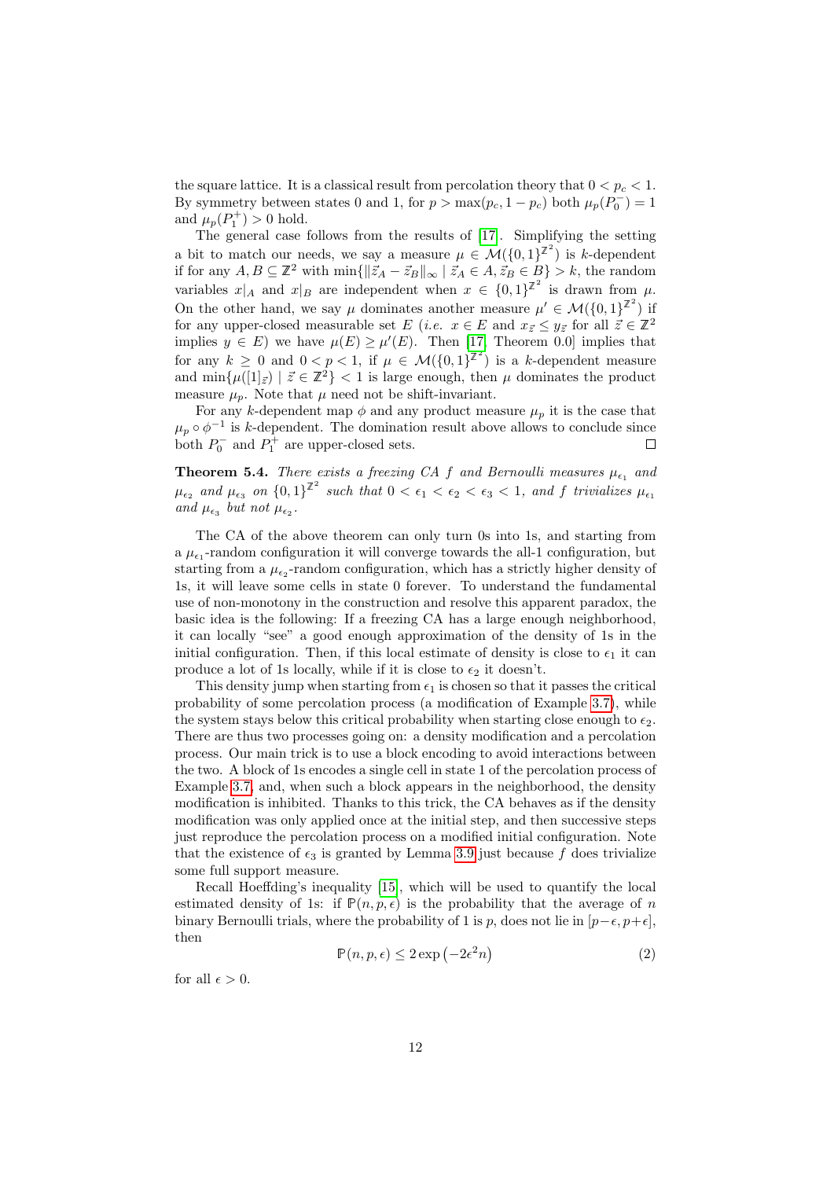the square lattice. It is a classical result from percolation theory that $0 < p_c < 1$. By symmetry between states 0 and 1, for $p > \max(p_c, 1-p_c)$ both $\mu_p(P_0^-) = 1$ and $\mu_p(P_1^+) > 0$ hold.

The general case follows from the results of [17]. Simplifying the setting a bit to match our needs, we say a measure $\mu \in \mathcal{M}(\{0,1\}^{\mathbb{Z}^2})$ is $k$-dependent if for any $A, B \subseteq \mathbb{Z}^2$ with $\min\{\|\vec{z}_A - \vec{z}_B\|_\infty \mid \vec{z}_A \in A, \vec{z}_B \in B\} > k$, the random variables $x|_A$ and $x|_B$ are independent when $x \in \{0,1\}^{\mathbb{Z}^2}$ is drawn from $\mu$. On the other hand, we say $\mu$ dominates another measure $\mu' \in \mathcal{M}(\{0,1\}^{\mathbb{Z}^2})$ if for any upper-closed measurable set $E$ (*i.e.* $x \in E$ and $x_{\vec{z}} \le y_{\vec{z}}$ for all $\vec{z} \in \mathbb{Z}^2$ implies $y \in E$) we have $\mu(E) \ge \mu'(E)$. Then [17, Theorem 0.0] implies that for any $k \ge 0$ and $0 < p < 1$, if $\mu \in \mathcal{M}(\{0,1\}^{\mathbb{Z}^2})$ is a $k$-dependent measure and $\min\{\mu([1]_{\vec{z}}) \mid \vec{z} \in \mathbb{Z}^2\} < 1$ is large enough, then $\mu$ dominates the product measure $\mu_p$. Note that $\mu$ need not be shift-invariant.

For any $k$-dependent map $\phi$ and any product measure $\mu_p$ it is the case that $\mu_p \circ \phi^{-1}$ is $k$-dependent. The domination result above allows to conclude since both $P_0^-$ and $P_1^+$ are upper-closed sets. □

**Theorem 5.4.** *There exists a freezing CA $f$ and Bernoulli measures $\mu_{\epsilon_1}$ and $\mu_{\epsilon_2}$ and $\mu_{\epsilon_3}$ on $\{0,1\}^{\mathbb{Z}^2}$ such that $0 < \epsilon_1 < \epsilon_2 < \epsilon_3 < 1$, and $f$ trivializes $\mu_{\epsilon_1}$ and $\mu_{\epsilon_3}$ but not $\mu_{\epsilon_2}$.*

The CA of the above theorem can only turn 0s into 1s, and starting from a $\mu_{\epsilon_1}$-random configuration it will converge towards the all-1 configuration, but starting from a $\mu_{\epsilon_2}$-random configuration, which has a strictly higher density of 1s, it will leave some cells in state 0 forever. To understand the fundamental use of non-monotony in the construction and resolve this apparent paradox, the basic idea is the following: If a freezing CA has a large enough neighborhood, it can locally "see" a good enough approximation of the density of 1s in the initial configuration. Then, if this local estimate of density is close to $\epsilon_1$ it can produce a lot of 1s locally, while if it is close to $\epsilon_2$ it doesn't.

This density jump when starting from $\epsilon_1$ is chosen so that it passes the critical probability of some percolation process (a modification of Example 3.7), while the system stays below this critical probability when starting close enough to $\epsilon_2$. There are thus two processes going on: a density modification and a percolation process. Our main trick is to use a block encoding to avoid interactions between the two. A block of 1s encodes a single cell in state 1 of the percolation process of Example 3.7, and, when such a block appears in the neighborhood, the density modification is inhibited. Thanks to this trick, the CA behaves as if the density modification was only applied once at the initial step, and then successive steps just reproduce the percolation process on a modified initial configuration. Note that the existence of $\epsilon_3$ is granted by Lemma 3.9 just because $f$ does trivialize some full support measure.

Recall Hoeffding's inequality [15], which will be used to quantify the local estimated density of 1s: if $\mathbb{P}(n, p, \epsilon)$ is the probability that the average of $n$ binary Bernoulli trials, where the probability of 1 is $p$, does not lie in $[p-\epsilon, p+\epsilon]$, then

$$\mathbb{P}(n, p, \epsilon) \le 2\exp\left(-2\epsilon^2 n\right) \tag{2}$$

for all $\epsilon > 0$.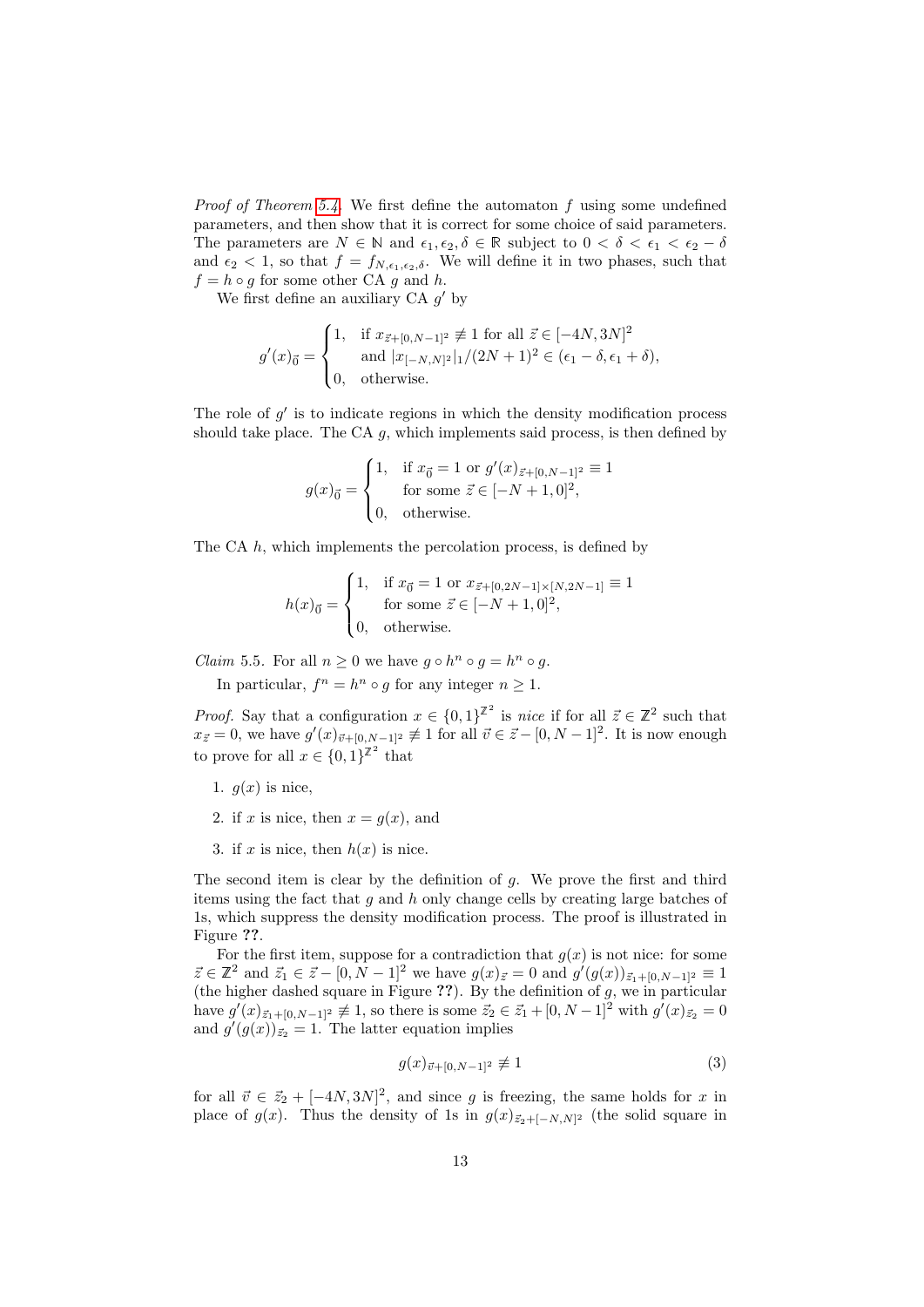*Proof of Theorem 5.4.* We first define the automaton $f$ using some undefined parameters, and then show that it is correct for some choice of said parameters. The parameters are $N \in \mathbb{N}$ and $\epsilon_1, \epsilon_2, \delta \in \mathbb{R}$ subject to $0 < \delta < \epsilon_1 < \epsilon_2 - \delta$ and $\epsilon_2 < 1$, so that $f = f_{N,\epsilon_1,\epsilon_2,\delta}$. We will define it in two phases, such that $f = h \circ g$ for some other CA $g$ and $h$.

We first define an auxiliary CA $g'$ by

$$g'(x)_{\vec{0}} = \begin{cases} 1, & \text{if } x_{\vec{z}+[0,N-1]^2} \not\equiv 1 \text{ for all } \vec{z} \in [-4N, 3N]^2 \\ & \text{and } |x_{[-N,N]^2}|_1/(2N+1)^2 \in (\epsilon_1 - \delta, \epsilon_1 + \delta), \\ 0, & \text{otherwise.} \end{cases}$$

The role of $g'$ is to indicate regions in which the density modification process should take place. The CA $g$, which implements said process, is then defined by

$$g(x)_{\vec{0}} = \begin{cases} 1, & \text{if } x_{\vec{0}} = 1 \text{ or } g'(x)_{\vec{z}+[0,N-1]^2} \equiv 1 \\ & \text{for some } \vec{z} \in [-N+1, 0]^2, \\ 0, & \text{otherwise.} \end{cases}$$

The CA $h$, which implements the percolation process, is defined by

$$h(x)_{\vec{0}} = \begin{cases} 1, & \text{if } x_{\vec{0}} = 1 \text{ or } x_{\vec{z}+[0,2N-1]\times[N,2N-1]} \equiv 1 \\ & \text{for some } \vec{z} \in [-N+1, 0]^2, \\ 0, & \text{otherwise.} \end{cases}$$

*Claim* 5.5. For all $n \geq 0$ we have $g \circ h^n \circ g = h^n \circ g$.

In particular, $f^n = h^n \circ g$ for any integer $n \geq 1$.

*Proof.* Say that a configuration $x \in \{0,1\}^{\mathbb{Z}^2}$ is *nice* if for all $\vec{z} \in \mathbb{Z}^2$ such that $x_{\vec{z}} = 0$, we have $g'(x)_{\vec{v}+[0,N-1]^2} \not\equiv 1$ for all $\vec{v} \in \vec{z} - [0, N-1]^2$. It is now enough to prove for all $x \in \{0,1\}^{\mathbb{Z}^2}$ that

1. $g(x)$ is nice,
2. if $x$ is nice, then $x = g(x)$, and
3. if $x$ is nice, then $h(x)$ is nice.

The second item is clear by the definition of $g$. We prove the first and third items using the fact that $g$ and $h$ only change cells by creating large batches of 1s, which suppress the density modification process. The proof is illustrated in Figure ??.

For the first item, suppose for a contradiction that $g(x)$ is not nice: for some $\vec{z} \in \mathbb{Z}^2$ and $\vec{z}_1 \in \vec{z} - [0, N-1]^2$ we have $g(x)_{\vec{z}} = 0$ and $g'(g(x))_{\vec{z}_1+[0,N-1]^2} \equiv 1$ (the higher dashed square in Figure ??). By the definition of $g$, we in particular have $g'(x)_{\vec{z}_1+[0,N-1]^2} \not\equiv 1$, so there is some $\vec{z}_2 \in \vec{z}_1 + [0, N-1]^2$ with $g'(x)_{\vec{z}_2} = 0$ and $g'(g(x))_{\vec{z}_2} = 1$. The latter equation implies

$$g(x)_{\vec{v}+[0,N-1]^2} \not\equiv 1 \tag{3}$$

for all $\vec{v} \in \vec{z}_2 + [-4N, 3N]^2$, and since $g$ is freezing, the same holds for $x$ in place of $g(x)$. Thus the density of 1s in $g(x)_{\vec{z}_2+[-N,N]^2}$ (the solid square in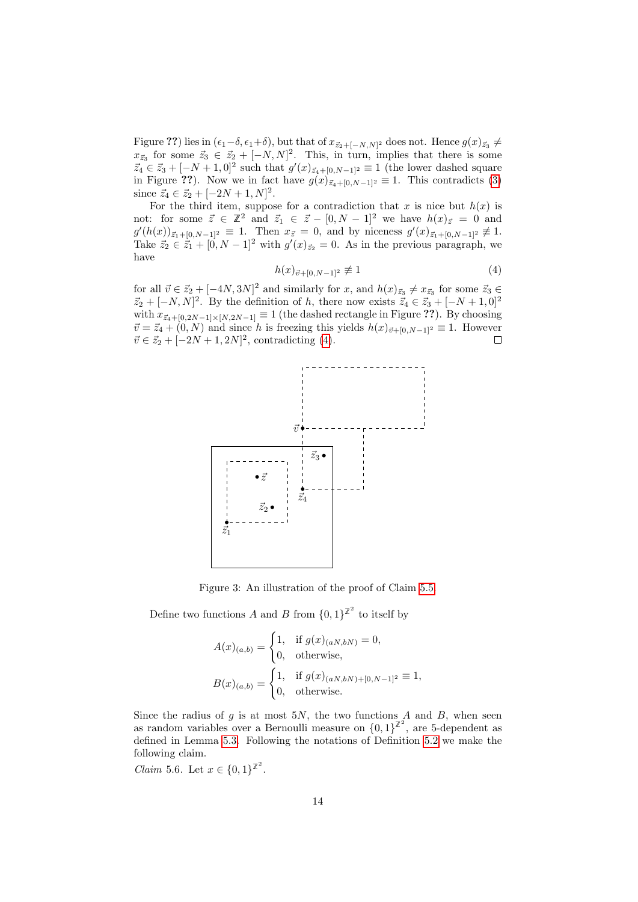Figure ??) lies in $(\epsilon_1-\delta, \epsilon_1+\delta)$, but that of $x_{\vec{z}_2+[-N,N]^2}$ does not. Hence $g(x)_{\vec{z}_3} \neq x_{\vec{z}_3}$ for some $\vec{z}_3 \in \vec{z}_2 + [-N,N]^2$. This, in turn, implies that there is some $\vec{z}_4 \in \vec{z}_3 + [-N+1,0]^2$ such that $g'(x)_{\vec{z}_4+[0,N-1]^2} \equiv 1$ (the lower dashed square in Figure ??). Now we in fact have $g(x)_{\vec{z}_4+[0,N-1]^2} \equiv 1$. This contradicts (3) since $\vec{z}_4 \in \vec{z}_2 + [-2N+1,N]^2$.

For the third item, suppose for a contradiction that $x$ is nice but $h(x)$ is not: for some $\vec{z} \in \mathbb{Z}^2$ and $\vec{z}_1 \in \vec{z} - [0,N-1]^2$ we have $h(x)_{\vec{z}} = 0$ and $g'(h(x))_{\vec{z}_1+[0,N-1]^2} \equiv 1$. Then $x_{\vec{z}} = 0$, and by niceness $g'(x)_{\vec{z}_1+[0,N-1]^2} \not\equiv 1$. Take $\vec{z}_2 \in \vec{z}_1 + [0,N-1]^2$ with $g'(x)_{\vec{z}_2} = 0$. As in the previous paragraph, we have

$$h(x)_{\vec{v}+[0,N-1]^2} \not\equiv 1 \tag{4}$$

for all $\vec{v} \in \vec{z}_2 + [-4N,3N]^2$ and similarly for $x$, and $h(x)_{\vec{z}_3} \neq x_{\vec{z}_3}$ for some $\vec{z}_3 \in \vec{z}_2 + [-N,N]^2$. By the definition of $h$, there now exists $\vec{z}_4 \in \vec{z}_3 + [-N+1,0]^2$ with $x_{\vec{z}_4+[0,2N-1]\times[N,2N-1]} \equiv 1$ (the dashed rectangle in Figure ??). By choosing $\vec{v} = \vec{z}_4 + (0,N)$ and since $h$ is freezing this yields $h(x)_{\vec{v}+[0,N-1]^2} \equiv 1$. However $\vec{v} \in \vec{z}_2 + [-2N+1,2N]^2$, contradicting (4). □

Figure 3: An illustration of the proof of Claim 5.5

Define two functions $A$ and $B$ from $\{0,1\}^{\mathbb{Z}^2}$ to itself by

$$A(x)_{(a,b)} = \begin{cases} 1, & \text{if } g(x)_{(aN,bN)} = 0, \\ 0, & \text{otherwise,} \end{cases}$$

$$B(x)_{(a,b)} = \begin{cases} 1, & \text{if } g(x)_{(aN,bN)+[0,N-1]^2} \equiv 1, \\ 0, & \text{otherwise.} \end{cases}$$

Since the radius of $g$ is at most $5N$, the two functions $A$ and $B$, when seen as random variables over a Bernoulli measure on $\{0,1\}^{\mathbb{Z}^2}$, are 5-dependent as defined in Lemma 5.3. Following the notations of Definition 5.2 we make the following claim.

*Claim* 5.6. Let $x \in \{0,1\}^{\mathbb{Z}^2}$.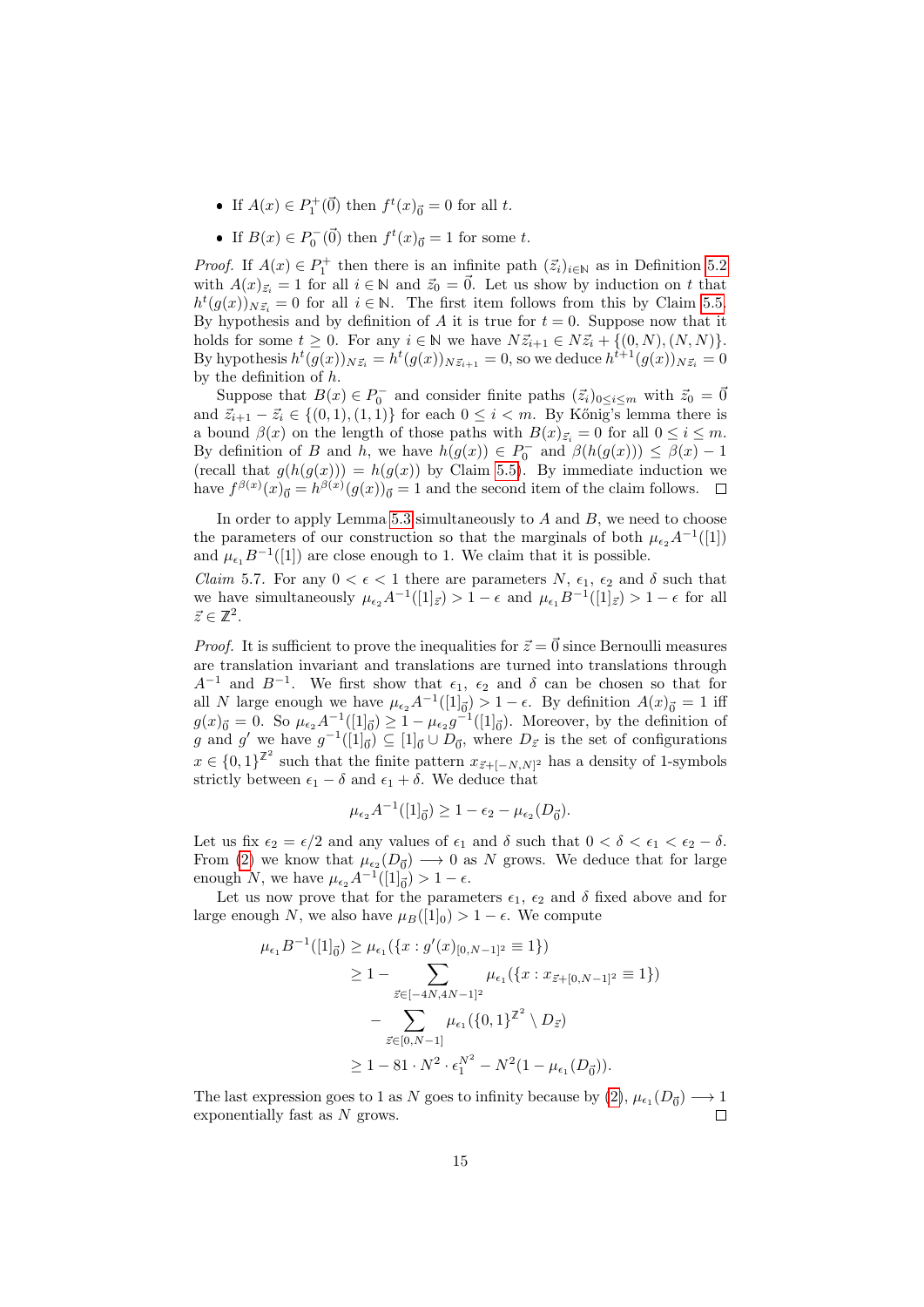- If $A(x) \in P_1^+(\vec{0})$ then $f^t(x)_{\vec{0}} = 0$ for all $t$.
- If $B(x) \in P_0^-(\vec{0})$ then $f^t(x)_{\vec{0}} = 1$ for some $t$.

*Proof.* If $A(x) \in P_1^+$ then there is an infinite path $(\vec{z}_i)_{i \in \mathbb{N}}$ as in Definition 5.2 with $A(x)_{\vec{z}_i} = 1$ for all $i \in \mathbb{N}$ and $\vec{z}_0 = \vec{0}$. Let us show by induction on $t$ that $h^t(g(x))_{N\vec{z}_i} = 0$ for all $i \in \mathbb{N}$. The first item follows from this by Claim 5.5. By hypothesis and by definition of $A$ it is true for $t = 0$. Suppose now that it holds for some $t \geq 0$. For any $i \in \mathbb{N}$ we have $N\vec{z}_{i+1} \in N\vec{z}_i + \{(0, N), (N, N)\}$. By hypothesis $h^t(g(x))_{N\vec{z}_i} = h^t(g(x))_{N\vec{z}_{i+1}} = 0$, so we deduce $h^{t+1}(g(x))_{N\vec{z}_i} = 0$ by the definition of $h$.

Suppose that $B(x) \in P_0^-$ and consider finite paths $(\vec{z}_i)_{0 \leq i \leq m}$ with $\vec{z}_0 = \vec{0}$ and $\vec{z}_{i+1} - \vec{z}_i \in \{(0, 1), (1, 1)\}$ for each $0 \leq i < m$. By Kőnig's lemma there is a bound $\beta(x)$ on the length of those paths with $B(x)_{\vec{z}_i} = 0$ for all $0 \leq i \leq m$. By definition of $B$ and $h$, we have $h(g(x)) \in P_0^-$ and $\beta(h(g(x))) \leq \beta(x) - 1$ (recall that $g(h(g(x))) = h(g(x))$ by Claim 5.5). By immediate induction we have $f^{\beta(x)}(x)_{\vec{0}} = h^{\beta(x)}(g(x))_{\vec{0}} = 1$ and the second item of the claim follows. ☐

In order to apply Lemma 5.3 simultaneously to $A$ and $B$, we need to choose the parameters of our construction so that the marginals of both $\mu_{\epsilon_2} A^{-1}([1])$ and $\mu_{\epsilon_1} B^{-1}([1])$ are close enough to 1. We claim that it is possible.

*Claim* 5.7. For any $0 < \epsilon < 1$ there are parameters $N$, $\epsilon_1$, $\epsilon_2$ and $\delta$ such that we have simultaneously $\mu_{\epsilon_2} A^{-1}([1]_{\vec{z}}) > 1 - \epsilon$ and $\mu_{\epsilon_1} B^{-1}([1]_{\vec{z}}) > 1 - \epsilon$ for all $\vec{z} \in \mathbb{Z}^2$.

*Proof.* It is sufficient to prove the inequalities for $\vec{z} = \vec{0}$ since Bernoulli measures are translation invariant and translations are turned into translations through $A^{-1}$ and $B^{-1}$. We first show that $\epsilon_1$, $\epsilon_2$ and $\delta$ can be chosen so that for all $N$ large enough we have $\mu_{\epsilon_2} A^{-1}([1]_{\vec{0}}) > 1 - \epsilon$. By definition $A(x)_{\vec{0}} = 1$ iff $g(x)_{\vec{0}} = 0$. So $\mu_{\epsilon_2} A^{-1}([1]_{\vec{0}}) \geq 1 - \mu_{\epsilon_2} g^{-1}([1]_{\vec{0}})$. Moreover, by the definition of $g$ and $g'$ we have $g^{-1}([1]_{\vec{0}}) \subseteq [1]_{\vec{0}} \cup D_{\vec{0}}$, where $D_{\vec{z}}$ is the set of configurations $x \in \{0, 1\}^{\mathbb{Z}^2}$ such that the finite pattern $x_{\vec{z}+[-N,N]^2}$ has a density of 1-symbols strictly between $\epsilon_1 - \delta$ and $\epsilon_1 + \delta$. We deduce that

$$\mu_{\epsilon_2} A^{-1}([1]_{\vec{0}}) \geq 1 - \epsilon_2 - \mu_{\epsilon_2}(D_{\vec{0}}).$$

Let us fix $\epsilon_2 = \epsilon/2$ and any values of $\epsilon_1$ and $\delta$ such that $0 < \delta < \epsilon_1 < \epsilon_2 - \delta$. From (2) we know that $\mu_{\epsilon_2}(D_{\vec{0}}) \longrightarrow 0$ as $N$ grows. We deduce that for large enough $N$, we have $\mu_{\epsilon_2} A^{-1}([1]_{\vec{0}}) > 1 - \epsilon$.

Let us now prove that for the parameters $\epsilon_1$, $\epsilon_2$ and $\delta$ fixed above and for large enough $N$, we also have $\mu_B([1]_0) > 1 - \epsilon$. We compute

$$\begin{aligned}
\mu_{\epsilon_1} B^{-1}([1]_{\vec{0}}) &\geq \mu_{\epsilon_1}(\{x : g'(x)_{[0,N-1]^2} \equiv 1\}) \\
&\geq 1 - \sum_{\vec{z} \in [-4N, 4N-1]^2} \mu_{\epsilon_1}(\{x : x_{\vec{z}+[0,N-1]^2} \equiv 1\}) \\
&\quad - \sum_{\vec{z} \in [0, N-1]} \mu_{\epsilon_1}(\{0, 1\}^{\mathbb{Z}^2} \setminus D_{\vec{z}}) \\
&\geq 1 - 81 \cdot N^2 \cdot \epsilon_1^{N^2} - N^2(1 - \mu_{\epsilon_1}(D_{\vec{0}})).
\end{aligned}$$

The last expression goes to 1 as $N$ goes to infinity because by (2), $\mu_{\epsilon_1}(D_{\vec{0}}) \longrightarrow 1$ exponentially fast as $N$ grows. ☐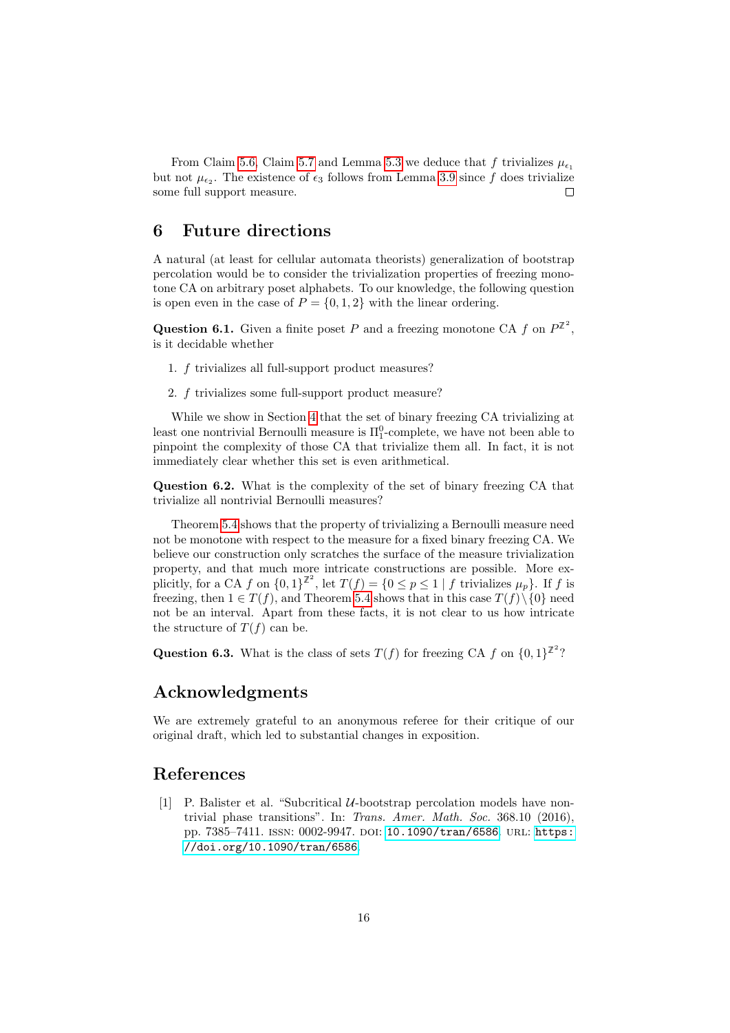From Claim 5.6, Claim 5.7 and Lemma 5.3 we deduce that $f$ trivializes $\mu_{\epsilon_1}$ but not $\mu_{\epsilon_2}$. The existence of $\epsilon_3$ follows from Lemma 3.9 since $f$ does trivialize some full support measure. □

## 6 Future directions

A natural (at least for cellular automata theorists) generalization of bootstrap percolation would be to consider the trivialization properties of freezing monotone CA on arbitrary poset alphabets. To our knowledge, the following question is open even in the case of $P = \{0, 1, 2\}$ with the linear ordering.

**Question 6.1.** Given a finite poset $P$ and a freezing monotone CA $f$ on $P^{\mathbb{Z}^2}$, is it decidable whether

1. $f$ trivializes all full-support product measures?
2. $f$ trivializes some full-support product measure?

While we show in Section 4 that the set of binary freezing CA trivializing at least one nontrivial Bernoulli measure is $\Pi^0_1$-complete, we have not been able to pinpoint the complexity of those CA that trivialize them all. In fact, it is not immediately clear whether this set is even arithmetical.

**Question 6.2.** What is the complexity of the set of binary freezing CA that trivialize all nontrivial Bernoulli measures?

Theorem 5.4 shows that the property of trivializing a Bernoulli measure need not be monotone with respect to the measure for a fixed binary freezing CA. We believe our construction only scratches the surface of the measure trivialization property, and that much more intricate constructions are possible. More explicitly, for a CA $f$ on $\{0, 1\}^{\mathbb{Z}^2}$, let $T(f) = \{0 \leq p \leq 1 \mid f \text{ trivializes } \mu_p\}$. If $f$ is freezing, then $1 \in T(f)$, and Theorem 5.4 shows that in this case $T(f) \setminus \{0\}$ need not be an interval. Apart from these facts, it is not clear to us how intricate the structure of $T(f)$ can be.

**Question 6.3.** What is the class of sets $T(f)$ for freezing CA $f$ on $\{0, 1\}^{\mathbb{Z}^2}$?

## Acknowledgments

We are extremely grateful to an anonymous referee for their critique of our original draft, which led to substantial changes in exposition.

## References

[1] P. Balister et al. "Subcritical $\mathcal{U}$-bootstrap percolation models have non-trivial phase transitions". In: *Trans. Amer. Math. Soc.* 368.10 (2016), pp. 7385–7411. ISSN: 0002-9947. DOI: 10.1090/tran/6586. URL: https://doi.org/10.1090/tran/6586.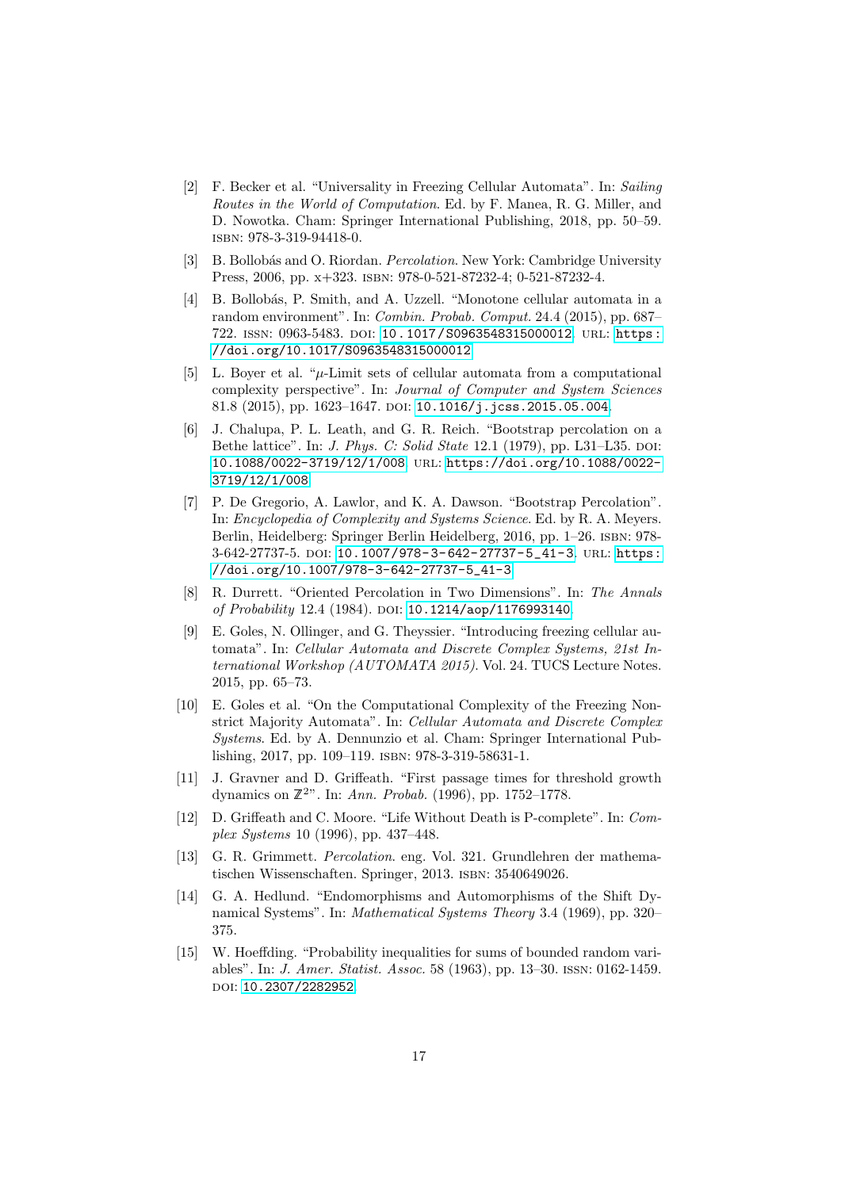[2] F. Becker et al. "Universality in Freezing Cellular Automata". In: *Sailing Routes in the World of Computation*. Ed. by F. Manea, R. G. Miller, and D. Nowotka. Cham: Springer International Publishing, 2018, pp. 50–59. ISBN: 978-3-319-94418-0.

[3] B. Bollobás and O. Riordan. *Percolation*. New York: Cambridge University Press, 2006, pp. x+323. ISBN: 978-0-521-87232-4; 0-521-87232-4.

[4] B. Bollobás, P. Smith, and A. Uzzell. "Monotone cellular automata in a random environment". In: *Combin. Probab. Comput.* 24.4 (2015), pp. 687–722. ISSN: 0963-5483. DOI: 10.1017/S0963548315000012. URL: https://doi.org/10.1017/S0963548315000012.

[5] L. Boyer et al. "$\mu$-Limit sets of cellular automata from a computational complexity perspective". In: *Journal of Computer and System Sciences* 81.8 (2015), pp. 1623–1647. DOI: 10.1016/j.jcss.2015.05.004.

[6] J. Chalupa, P. L. Leath, and G. R. Reich. "Bootstrap percolation on a Bethe lattice". In: *J. Phys. C: Solid State* 12.1 (1979), pp. L31–L35. DOI: 10.1088/0022-3719/12/1/008. URL: https://doi.org/10.1088/0022-3719/12/1/008.

[7] P. De Gregorio, A. Lawlor, and K. A. Dawson. "Bootstrap Percolation". In: *Encyclopedia of Complexity and Systems Science*. Ed. by R. A. Meyers. Berlin, Heidelberg: Springer Berlin Heidelberg, 2016, pp. 1–26. ISBN: 978-3-642-27737-5. DOI: 10.1007/978-3-642-27737-5_41-3. URL: https://doi.org/10.1007/978-3-642-27737-5_41-3.

[8] R. Durrett. "Oriented Percolation in Two Dimensions". In: *The Annals of Probability* 12.4 (1984). DOI: 10.1214/aop/1176993140.

[9] E. Goles, N. Ollinger, and G. Theyssier. "Introducing freezing cellular automata". In: *Cellular Automata and Discrete Complex Systems, 21st International Workshop (AUTOMATA 2015)*. Vol. 24. TUCS Lecture Notes. 2015, pp. 65–73.

[10] E. Goles et al. "On the Computational Complexity of the Freezing Non-strict Majority Automata". In: *Cellular Automata and Discrete Complex Systems*. Ed. by A. Dennunzio et al. Cham: Springer International Publishing, 2017, pp. 109–119. ISBN: 978-3-319-58631-1.

[11] J. Gravner and D. Griffeath. "First passage times for threshold growth dynamics on $\mathbb{Z}^2$". In: *Ann. Probab.* (1996), pp. 1752–1778.

[12] D. Griffeath and C. Moore. "Life Without Death is P-complete". In: *Complex Systems* 10 (1996), pp. 437–448.

[13] G. R. Grimmett. *Percolation*. eng. Vol. 321. Grundlehren der mathematischen Wissenschaften. Springer, 2013. ISBN: 3540649026.

[14] G. A. Hedlund. "Endomorphisms and Automorphisms of the Shift Dynamical Systems". In: *Mathematical Systems Theory* 3.4 (1969), pp. 320–375.

[15] W. Hoeffding. "Probability inequalities for sums of bounded random variables". In: *J. Amer. Statist. Assoc.* 58 (1963), pp. 13–30. ISSN: 0162-1459. DOI: 10.2307/2282952.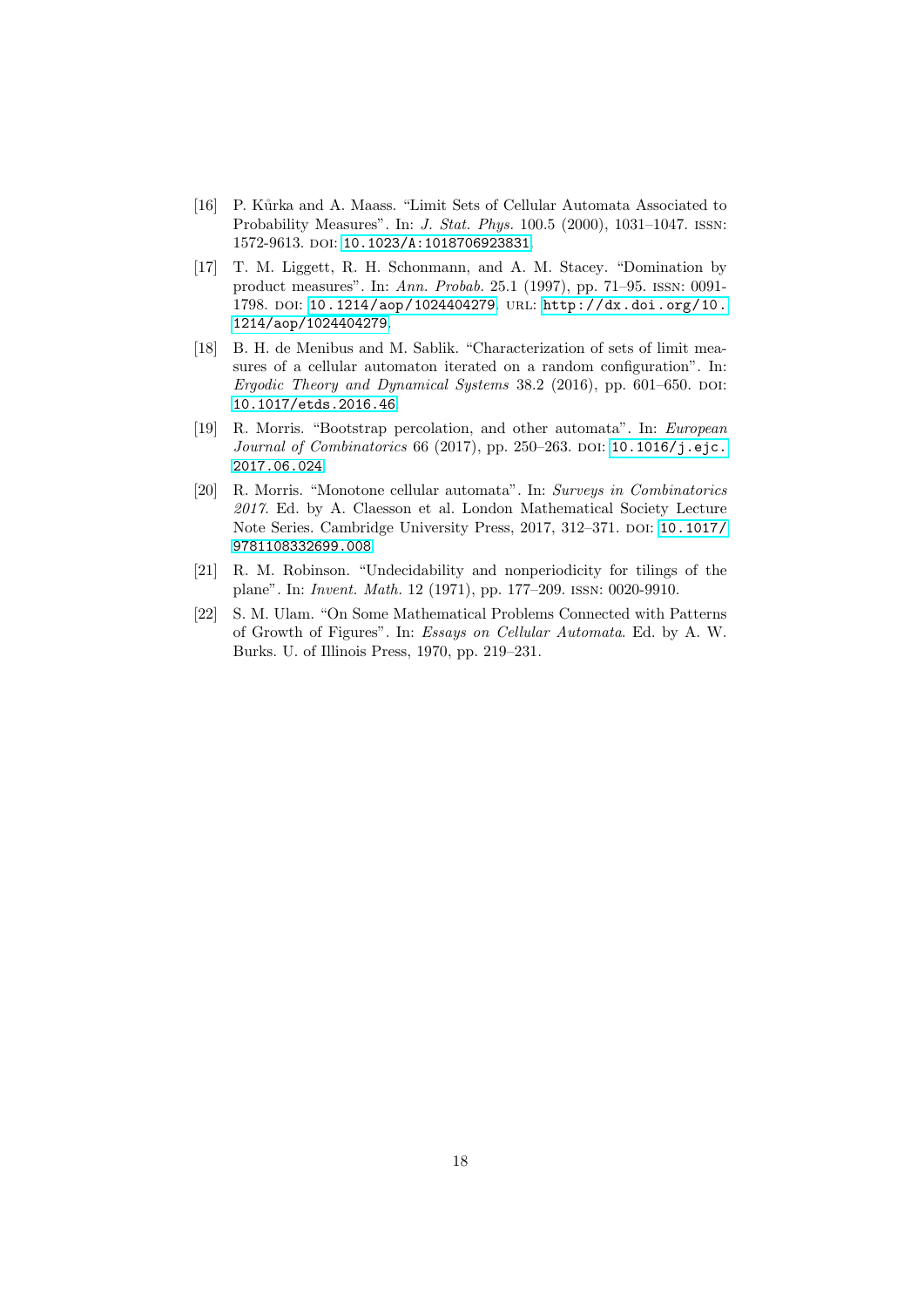[16] P. Kůrka and A. Maass. "Limit Sets of Cellular Automata Associated to Probability Measures". In: *J. Stat. Phys.* 100.5 (2000), 1031–1047. ISSN: 1572-9613. DOI: 10.1023/A:1018706923831.

[17] T. M. Liggett, R. H. Schonmann, and A. M. Stacey. "Domination by product measures". In: *Ann. Probab.* 25.1 (1997), pp. 71–95. ISSN: 0091-1798. DOI: 10.1214/aop/1024404279. URL: http://dx.doi.org/10.1214/aop/1024404279.

[18] B. H. de Menibus and M. Sablik. "Characterization of sets of limit measures of a cellular automaton iterated on a random configuration". In: *Ergodic Theory and Dynamical Systems* 38.2 (2016), pp. 601–650. DOI: 10.1017/etds.2016.46.

[19] R. Morris. "Bootstrap percolation, and other automata". In: *European Journal of Combinatorics* 66 (2017), pp. 250–263. DOI: 10.1016/j.ejc.2017.06.024.

[20] R. Morris. "Monotone cellular automata". In: *Surveys in Combinatorics 2017*. Ed. by A. Claesson et al. London Mathematical Society Lecture Note Series. Cambridge University Press, 2017, 312–371. DOI: 10.1017/9781108332699.008.

[21] R. M. Robinson. "Undecidability and nonperiodicity for tilings of the plane". In: *Invent. Math.* 12 (1971), pp. 177–209. ISSN: 0020-9910.

[22] S. M. Ulam. "On Some Mathematical Problems Connected with Patterns of Growth of Figures". In: *Essays on Cellular Automata*. Ed. by A. W. Burks. U. of Illinois Press, 1970, pp. 219–231.